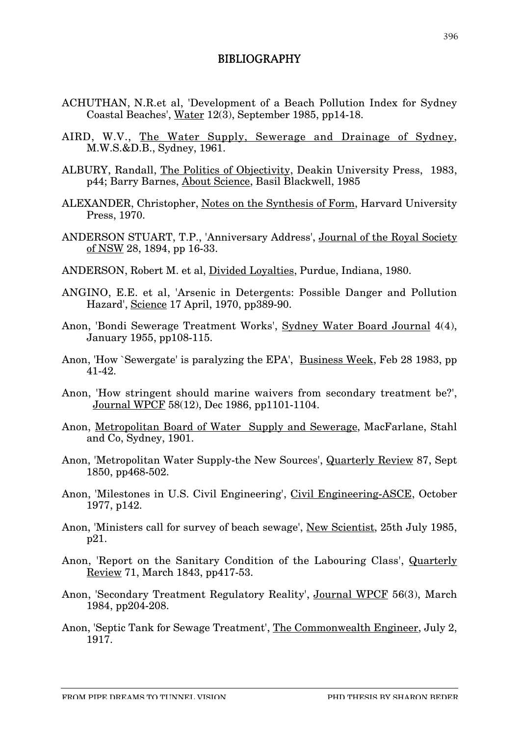# BIBLIOGRAPHY

ACHUTHAN, N.R.et al, 'Development of a Beach Pollution Index for Sydney Coastal Beaches', Water 12(3), September 1985, pp14-18.

AIRD, W.V., The Water Supply, Sewerage and Drainage of Sydney, M.W.S.&D.B., Sydney, 1961.

ALBURY, Randall, The Politics of Objectivity, Deakin University Press, 1983, p44; Barry Barnes, About Science, Basil Blackwell, 1985

ALEXANDER, Christopher, Notes on the Synthesis of Form, Harvard University Press, 1970.

ANDERSON STUART, T.P., 'Anniversary Address', Journal of the Royal Society of NSW 28, 1894, pp 16-33.

ANDERSON, Robert M. et al, Divided Loyalties, Purdue, Indiana, 1980.

ANGINO, E.E. et al, 'Arsenic in Detergents: Possible Danger and Pollution Hazard', Science 17 April, 1970, pp389-90.

Anon, 'Bondi Sewerage Treatment Works', Sydney Water Board Journal 4(4), January 1955, pp108-115.

Anon, 'How `Sewergate' is paralyzing the EPA', Business Week, Feb 28 1983, pp 41-42.

Anon, 'How stringent should marine waivers from secondary treatment be?', Journal WPCF 58(12), Dec 1986, pp1101-1104.

Anon, Metropolitan Board of Water Supply and Sewerage, MacFarlane, Stahl and Co, Sydney, 1901.

Anon, 'Metropolitan Water Supply-the New Sources', Quarterly Review 87, Sept 1850, pp468-502.

Anon, 'Milestones in U.S. Civil Engineering', Civil Engineering-ASCE, October 1977, p142.

Anon, 'Ministers call for survey of beach sewage', New Scientist, 25th July 1985, p21.

Anon, 'Report on the Sanitary Condition of the Labouring Class', Quarterly Review 71, March 1843, pp417-53.

Anon, 'Secondary Treatment Regulatory Reality', Journal WPCF 56(3), March 1984, pp204-208.

Anon, 'Septic Tank for Sewage Treatment', The Commonwealth Engineer, July 2, 1917.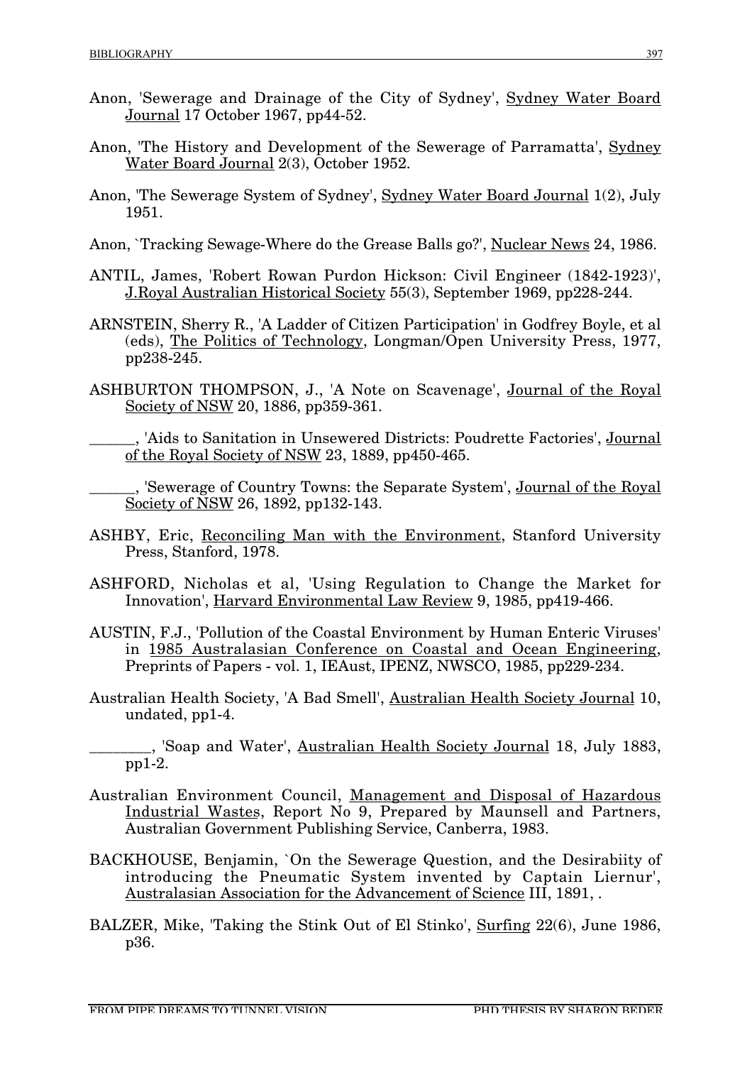Anon, 'Sewerage and Drainage of the City of Sydney', Sydney Water Board Journal 17 October 1967, pp44-52.

Anon, 'The History and Development of the Sewerage of Parramatta', Sydney Water Board Journal 2(3), October 1952.

Anon, 'The Sewerage System of Sydney', Sydney Water Board Journal 1(2), July 1951.

Anon, `Tracking Sewage-Where do the Grease Balls go?', Nuclear News 24, 1986.

ANTIL, James, 'Robert Rowan Purdon Hickson: Civil Engineer (1842-1923)', J.Royal Australian Historical Society 55(3), September 1969, pp228-244.

ARNSTEIN, Sherry R., 'A Ladder of Citizen Participation' in Godfrey Boyle, et al (eds), The Politics of Technology, Longman/Open University Press, 1977, pp238-245.

ASHBURTON THOMPSON, J., 'A Note on Scavenage', Journal of the Royal Society of NSW 20, 1886, pp359-361.

______, 'Aids to Sanitation in Unsewered Districts: Poudrette Factories', Journal of the Royal Society of NSW 23, 1889, pp450-465.

______, 'Sewerage of Country Towns: the Separate System', Journal of the Royal Society of NSW 26, 1892, pp132-143.

ASHBY, Eric, Reconciling Man with the Environment, Stanford University Press, Stanford, 1978.

ASHFORD, Nicholas et al, 'Using Regulation to Change the Market for Innovation', Harvard Environmental Law Review 9, 1985, pp419-466.

AUSTIN, F.J., 'Pollution of the Coastal Environment by Human Enteric Viruses' in 1985 Australasian Conference on Coastal and Ocean Engineering, Preprints of Papers - vol. 1, IEAust, IPENZ, NWSCO, 1985, pp229-234.

Australian Health Society, 'A Bad Smell', Australian Health Society Journal 10, undated, pp1-4.

________, 'Soap and Water', Australian Health Society Journal 18, July 1883, pp1-2.

Australian Environment Council, Management and Disposal of Hazardous Industrial Wastes, Report No 9, Prepared by Maunsell and Partners, Australian Government Publishing Service, Canberra, 1983.

BACKHOUSE, Benjamin, `On the Sewerage Question, and the Desirabiity of introducing the Pneumatic System invented by Captain Liernur', Australasian Association for the Advancement of Science III, 1891, .

BALZER, Mike, 'Taking the Stink Out of El Stinko', Surfing 22(6), June 1986, p36.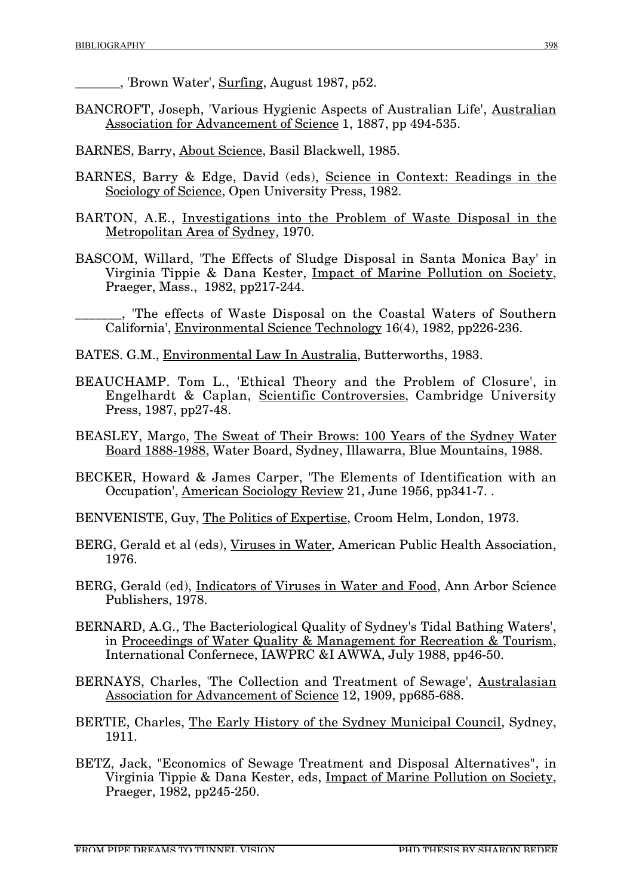_______, 'Brown Water', Surfing, August 1987, p52.

BANCROFT, Joseph, 'Various Hygienic Aspects of Australian Life', Australian Association for Advancement of Science 1, 1887, pp 494-535.

BARNES, Barry, About Science, Basil Blackwell, 1985.

BARNES, Barry & Edge, David (eds), Science in Context: Readings in the Sociology of Science, Open University Press, 1982.

BARTON, A.E., Investigations into the Problem of Waste Disposal in the Metropolitan Area of Sydney, 1970.

BASCOM, Willard, 'The Effects of Sludge Disposal in Santa Monica Bay' in Virginia Tippie & Dana Kester, Impact of Marine Pollution on Society, Praeger, Mass., 1982, pp217-244.

_______, 'The effects of Waste Disposal on the Coastal Waters of Southern California', Environmental Science Technology 16(4), 1982, pp226-236.

BATES. G.M., Environmental Law In Australia, Butterworths, 1983.

BEAUCHAMP. Tom L., 'Ethical Theory and the Problem of Closure', in Engelhardt & Caplan, Scientific Controversies, Cambridge University Press, 1987, pp27-48.

BEASLEY, Margo, The Sweat of Their Brows: 100 Years of the Sydney Water Board 1888-1988, Water Board, Sydney, Illawarra, Blue Mountains, 1988.

BECKER, Howard & James Carper, 'The Elements of Identification with an Occupation', American Sociology Review 21, June 1956, pp341-7. .

BENVENISTE, Guy, The Politics of Expertise, Croom Helm, London, 1973.

BERG, Gerald et al (eds), Viruses in Water, American Public Health Association, 1976.

BERG, Gerald (ed), Indicators of Viruses in Water and Food, Ann Arbor Science Publishers, 1978.

BERNARD, A.G., The Bacteriological Quality of Sydney's Tidal Bathing Waters', in Proceedings of Water Quality & Management for Recreation & Tourism, International Confernece, IAWPRC &I AWWA, July 1988, pp46-50.

BERNAYS, Charles, 'The Collection and Treatment of Sewage', Australasian Association for Advancement of Science 12, 1909, pp685-688.

BERTIE, Charles, The Early History of the Sydney Municipal Council, Sydney, 1911.

BETZ, Jack, "Economics of Sewage Treatment and Disposal Alternatives", in Virginia Tippie & Dana Kester, eds, Impact of Marine Pollution on Society, Praeger, 1982, pp245-250.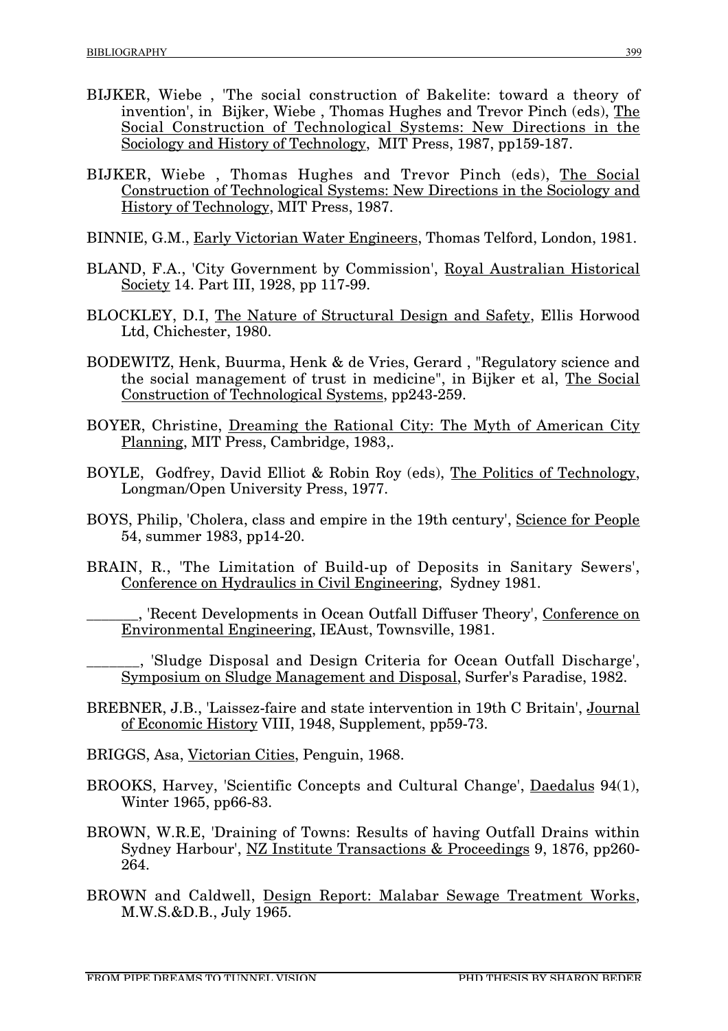BIJKER, Wiebe , 'The social construction of Bakelite: toward a theory of invention', in Bijker, Wiebe , Thomas Hughes and Trevor Pinch (eds), The Social Construction of Technological Systems: New Directions in the Sociology and History of Technology, MIT Press, 1987, pp159-187.

BIJKER, Wiebe , Thomas Hughes and Trevor Pinch (eds), The Social Construction of Technological Systems: New Directions in the Sociology and History of Technology, MIT Press, 1987.

BINNIE, G.M., Early Victorian Water Engineers, Thomas Telford, London, 1981.

BLAND, F.A., 'City Government by Commission', Royal Australian Historical Society 14. Part III, 1928, pp 117-99.

BLOCKLEY, D.I, The Nature of Structural Design and Safety, Ellis Horwood Ltd, Chichester, 1980.

BODEWITZ, Henk, Buurma, Henk & de Vries, Gerard , "Regulatory science and the social management of trust in medicine", in Bijker et al, The Social Construction of Technological Systems, pp243-259.

BOYER, Christine, Dreaming the Rational City: The Myth of American City Planning, MIT Press, Cambridge, 1983,.

BOYLE, Godfrey, David Elliot & Robin Roy (eds), The Politics of Technology, Longman/Open University Press, 1977.

BOYS, Philip, 'Cholera, class and empire in the 19th century', Science for People 54, summer 1983, pp14-20.

BRAIN, R., 'The Limitation of Build-up of Deposits in Sanitary Sewers', Conference on Hydraulics in Civil Engineering, Sydney 1981.

_______, 'Recent Developments in Ocean Outfall Diffuser Theory', Conference on Environmental Engineering, IEAust, Townsville, 1981.

_______, 'Sludge Disposal and Design Criteria for Ocean Outfall Discharge', Symposium on Sludge Management and Disposal, Surfer's Paradise, 1982.

BREBNER, J.B., 'Laissez-faire and state intervention in 19th C Britain', Journal of Economic History VIII, 1948, Supplement, pp59-73.

BRIGGS, Asa, Victorian Cities, Penguin, 1968.

BROOKS, Harvey, 'Scientific Concepts and Cultural Change', Daedalus 94(1), Winter 1965, pp66-83.

BROWN, W.R.E, 'Draining of Towns: Results of having Outfall Drains within Sydney Harbour', NZ Institute Transactions & Proceedings 9, 1876, pp260-264.

BROWN and Caldwell, Design Report: Malabar Sewage Treatment Works, M.W.S.&D.B., July 1965.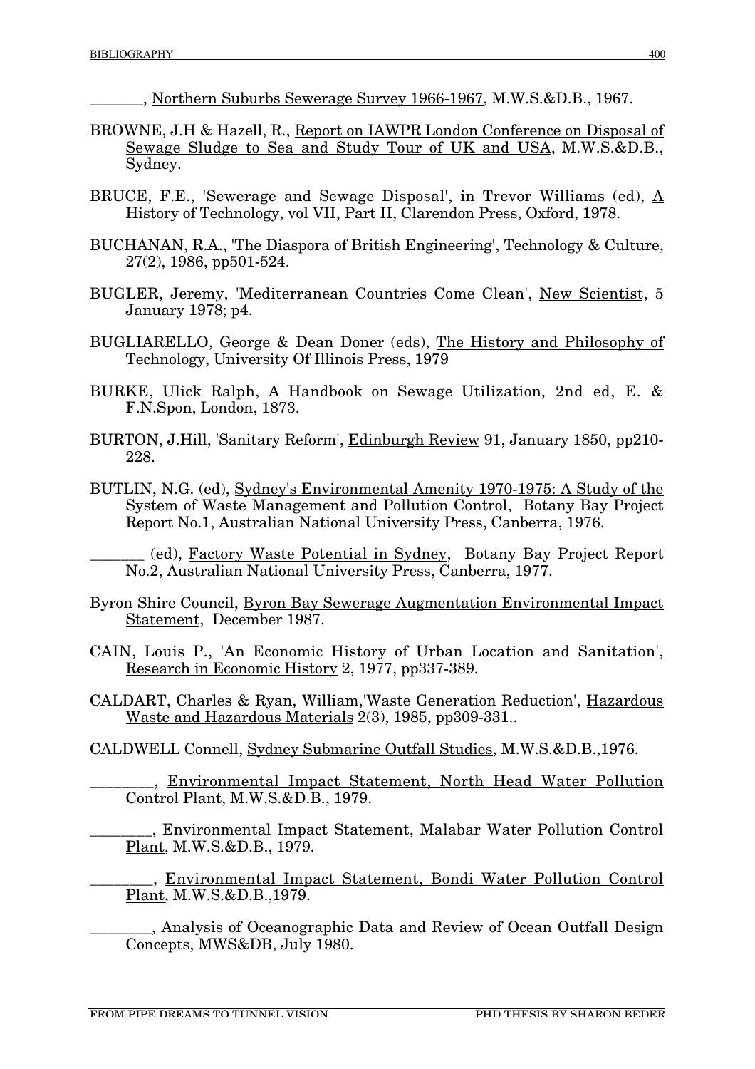_______, Northern Suburbs Sewerage Survey 1966-1967, M.W.S.&D.B., 1967.

BROWNE, J.H & Hazell, R., Report on IAWPR London Conference on Disposal of Sewage Sludge to Sea and Study Tour of UK and USA, M.W.S.&D.B., Sydney.

BRUCE, F.E., 'Sewerage and Sewage Disposal', in Trevor Williams (ed), A History of Technology, vol VII, Part II, Clarendon Press, Oxford, 1978.

BUCHANAN, R.A., 'The Diaspora of British Engineering', Technology & Culture, 27(2), 1986, pp501-524.

BUGLER, Jeremy, 'Mediterranean Countries Come Clean', New Scientist, 5 January 1978; p4.

BUGLIARELLO, George & Dean Doner (eds), The History and Philosophy of Technology, University Of Illinois Press, 1979

BURKE, Ulick Ralph, A Handbook on Sewage Utilization, 2nd ed, E. & F.N.Spon, London, 1873.

BURTON, J.Hill, 'Sanitary Reform', Edinburgh Review 91, January 1850, pp210-228.

BUTLIN, N.G. (ed), Sydney's Environmental Amenity 1970-1975: A Study of the System of Waste Management and Pollution Control, Botany Bay Project Report No.1, Australian National University Press, Canberra, 1976.

_______ (ed), Factory Waste Potential in Sydney, Botany Bay Project Report No.2, Australian National University Press, Canberra, 1977.

Byron Shire Council, Byron Bay Sewerage Augmentation Environmental Impact Statement, December 1987.

CAIN, Louis P., 'An Economic History of Urban Location and Sanitation', Research in Economic History 2, 1977, pp337-389.

CALDART, Charles & Ryan, William,'Waste Generation Reduction', Hazardous Waste and Hazardous Materials 2(3), 1985, pp309-331..

CALDWELL Connell, Sydney Submarine Outfall Studies, M.W.S.&D.B.,1976.

________, Environmental Impact Statement, North Head Water Pollution Control Plant, M.W.S.&D.B., 1979.

________, Environmental Impact Statement, Malabar Water Pollution Control Plant, M.W.S.&D.B., 1979.

________, Environmental Impact Statement, Bondi Water Pollution Control Plant, M.W.S.&D.B.,1979.

________, Analysis of Oceanographic Data and Review of Ocean Outfall Design Concepts, MWS&DB, July 1980.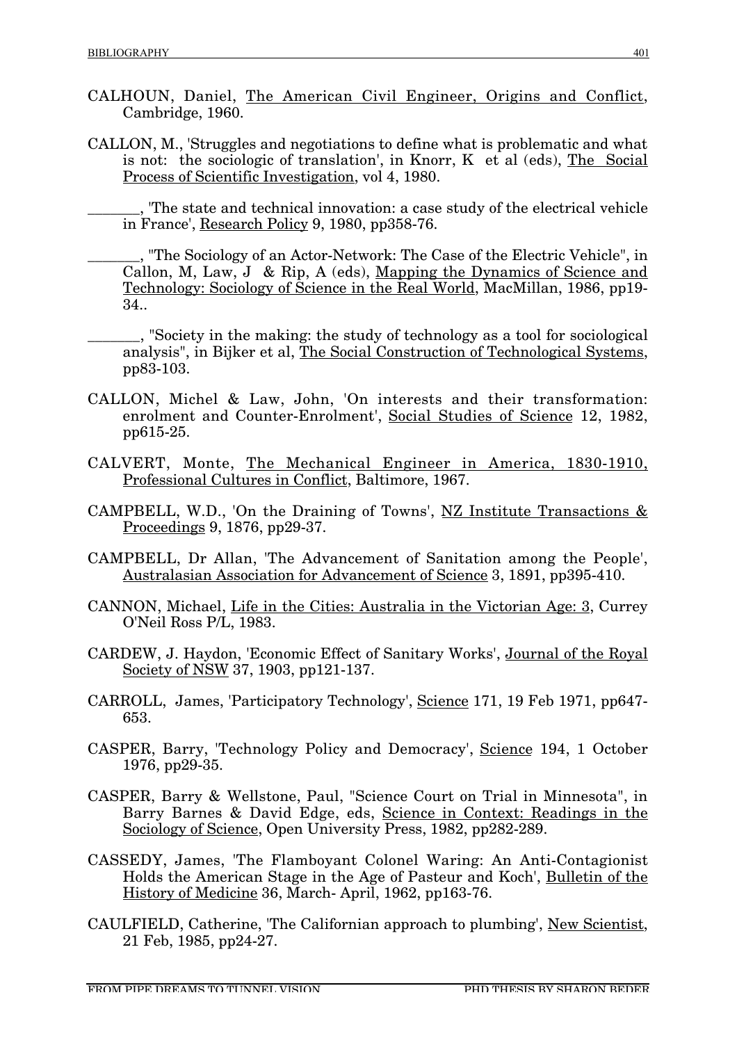CALHOUN, Daniel, The American Civil Engineer, Origins and Conflict, Cambridge, 1960.

CALLON, M., 'Struggles and negotiations to define what is problematic and what is not: the sociologic of translation', in Knorr, K et al (eds), The Social Process of Scientific Investigation, vol 4, 1980.

_______, 'The state and technical innovation: a case study of the electrical vehicle in France', Research Policy 9, 1980, pp358-76.

_______, "The Sociology of an Actor-Network: The Case of the Electric Vehicle", in Callon, M, Law, J & Rip, A (eds), Mapping the Dynamics of Science and Technology: Sociology of Science in the Real World, MacMillan, 1986, pp19-34..

_______, "Society in the making: the study of technology as a tool for sociological analysis", in Bijker et al, The Social Construction of Technological Systems, pp83-103.

CALLON, Michel & Law, John, 'On interests and their transformation: enrolment and Counter-Enrolment', Social Studies of Science 12, 1982, pp615-25.

CALVERT, Monte, The Mechanical Engineer in America, 1830-1910, Professional Cultures in Conflict, Baltimore, 1967.

CAMPBELL, W.D., 'On the Draining of Towns', NZ Institute Transactions & Proceedings 9, 1876, pp29-37.

CAMPBELL, Dr Allan, 'The Advancement of Sanitation among the People', Australasian Association for Advancement of Science 3, 1891, pp395-410.

CANNON, Michael, Life in the Cities: Australia in the Victorian Age: 3, Currey O'Neil Ross P/L, 1983.

CARDEW, J. Haydon, 'Economic Effect of Sanitary Works', Journal of the Royal Society of NSW 37, 1903, pp121-137.

CARROLL, James, 'Participatory Technology', Science 171, 19 Feb 1971, pp647-653.

CASPER, Barry, 'Technology Policy and Democracy', Science 194, 1 October 1976, pp29-35.

CASPER, Barry & Wellstone, Paul, "Science Court on Trial in Minnesota", in Barry Barnes & David Edge, eds, Science in Context: Readings in the Sociology of Science, Open University Press, 1982, pp282-289.

CASSEDY, James, 'The Flamboyant Colonel Waring: An Anti-Contagionist Holds the American Stage in the Age of Pasteur and Koch', Bulletin of the History of Medicine 36, March- April, 1962, pp163-76.

CAULFIELD, Catherine, 'The Californian approach to plumbing', New Scientist, 21 Feb, 1985, pp24-27.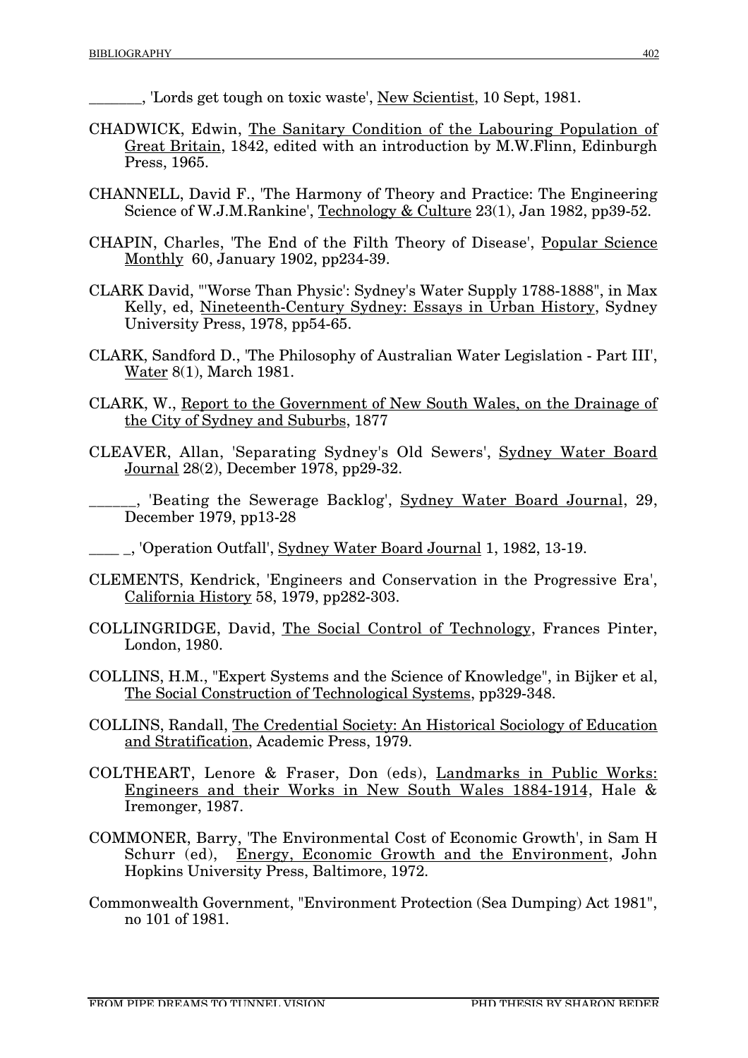_______, 'Lords get tough on toxic waste', New Scientist, 10 Sept, 1981.

CHADWICK, Edwin, The Sanitary Condition of the Labouring Population of Great Britain, 1842, edited with an introduction by M.W.Flinn, Edinburgh Press, 1965.

CHANNELL, David F., 'The Harmony of Theory and Practice: The Engineering Science of W.J.M.Rankine', Technology & Culture 23(1), Jan 1982, pp39-52.

CHAPIN, Charles, 'The End of the Filth Theory of Disease', Popular Science Monthly 60, January 1902, pp234-39.

CLARK David, "'Worse Than Physic': Sydney's Water Supply 1788-1888", in Max Kelly, ed, Nineteenth-Century Sydney: Essays in Urban History, Sydney University Press, 1978, pp54-65.

CLARK, Sandford D., 'The Philosophy of Australian Water Legislation - Part III', Water 8(1), March 1981.

CLARK, W., Report to the Government of New South Wales, on the Drainage of the City of Sydney and Suburbs, 1877

CLEAVER, Allan, 'Separating Sydney's Old Sewers', Sydney Water Board Journal 28(2), December 1978, pp29-32.

______, 'Beating the Sewerage Backlog', Sydney Water Board Journal, 29, December 1979, pp13-28

____ _, 'Operation Outfall', Sydney Water Board Journal 1, 1982, 13-19.

CLEMENTS, Kendrick, 'Engineers and Conservation in the Progressive Era', California History 58, 1979, pp282-303.

COLLINGRIDGE, David, The Social Control of Technology, Frances Pinter, London, 1980.

COLLINS, H.M., "Expert Systems and the Science of Knowledge", in Bijker et al, The Social Construction of Technological Systems, pp329-348.

COLLINS, Randall, The Credential Society: An Historical Sociology of Education and Stratification, Academic Press, 1979.

COLTHEART, Lenore & Fraser, Don (eds), Landmarks in Public Works: Engineers and their Works in New South Wales 1884-1914, Hale & Iremonger, 1987.

COMMONER, Barry, 'The Environmental Cost of Economic Growth', in Sam H Schurr (ed), Energy, Economic Growth and the Environment, John Hopkins University Press, Baltimore, 1972.

Commonwealth Government, "Environment Protection (Sea Dumping) Act 1981", no 101 of 1981.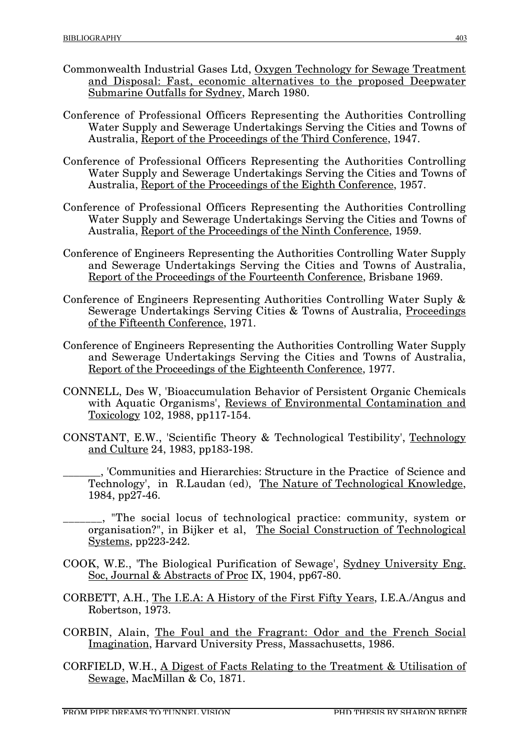Commonwealth Industrial Gases Ltd, Oxygen Technology for Sewage Treatment and Disposal: Fast, economic alternatives to the proposed Deepwater Submarine Outfalls for Sydney, March 1980.

Conference of Professional Officers Representing the Authorities Controlling Water Supply and Sewerage Undertakings Serving the Cities and Towns of Australia, Report of the Proceedings of the Third Conference, 1947.

Conference of Professional Officers Representing the Authorities Controlling Water Supply and Sewerage Undertakings Serving the Cities and Towns of Australia, Report of the Proceedings of the Eighth Conference, 1957.

Conference of Professional Officers Representing the Authorities Controlling Water Supply and Sewerage Undertakings Serving the Cities and Towns of Australia, Report of the Proceedings of the Ninth Conference, 1959.

Conference of Engineers Representing the Authorities Controlling Water Supply and Sewerage Undertakings Serving the Cities and Towns of Australia, Report of the Proceedings of the Fourteenth Conference, Brisbane 1969.

Conference of Engineers Representing Authorities Controlling Water Suply & Sewerage Undertakings Serving Cities & Towns of Australia, Proceedings of the Fifteenth Conference, 1971.

Conference of Engineers Representing the Authorities Controlling Water Supply and Sewerage Undertakings Serving the Cities and Towns of Australia, Report of the Proceedings of the Eighteenth Conference, 1977.

CONNELL, Des W, 'Bioaccumulation Behavior of Persistent Organic Chemicals with Aquatic Organisms', Reviews of Environmental Contamination and Toxicology 102, 1988, pp117-154.

CONSTANT, E.W., 'Scientific Theory & Technological Testibility', Technology and Culture 24, 1983, pp183-198.

_______, 'Communities and Hierarchies: Structure in the Practice of Science and Technology', in R.Laudan (ed), The Nature of Technological Knowledge, 1984, pp27-46.

_______, "The social locus of technological practice: community, system or organisation?", in Bijker et al, The Social Construction of Technological Systems, pp223-242.

COOK, W.E., 'The Biological Purification of Sewage', Sydney University Eng. Soc, Journal & Abstracts of Proc IX, 1904, pp67-80.

CORBETT, A.H., The I.E.A: A History of the First Fifty Years, I.E.A./Angus and Robertson, 1973.

CORBIN, Alain, The Foul and the Fragrant: Odor and the French Social Imagination, Harvard University Press, Massachusetts, 1986.

CORFIELD, W.H., A Digest of Facts Relating to the Treatment & Utilisation of Sewage, MacMillan & Co, 1871.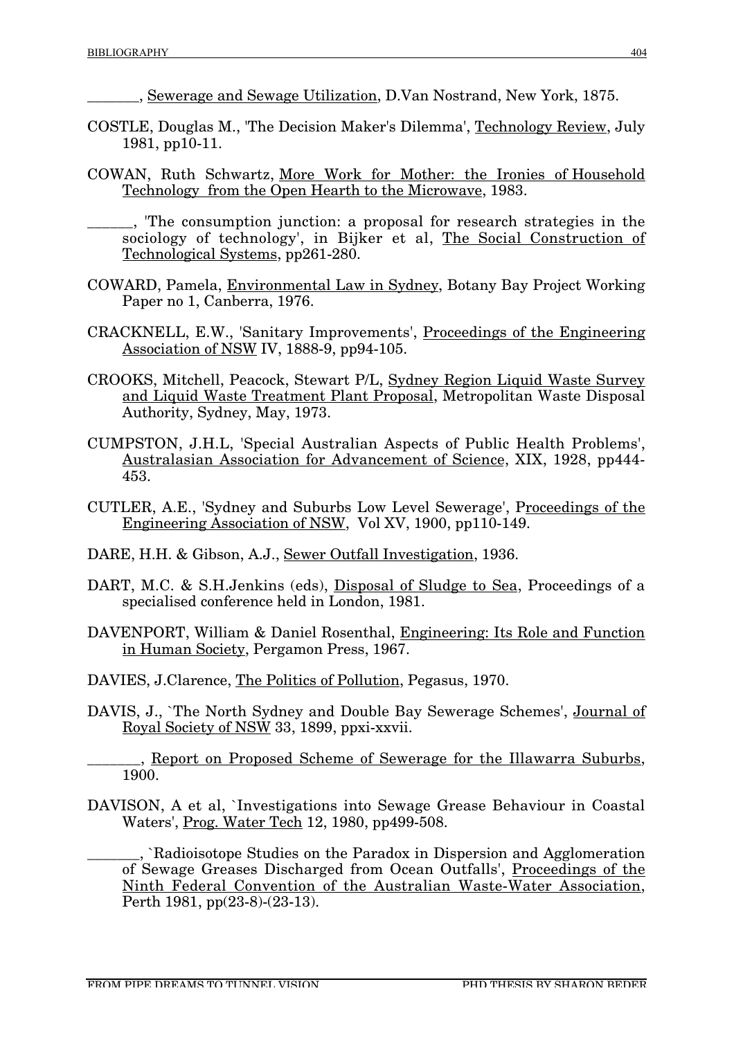_______, Sewerage and Sewage Utilization, D.Van Nostrand, New York, 1875.

COSTLE, Douglas M., 'The Decision Maker's Dilemma', Technology Review, July 1981, pp10-11.

COWAN, Ruth Schwartz, More Work for Mother: the Ironies of Household Technology from the Open Hearth to the Microwave, 1983.

______, 'The consumption junction: a proposal for research strategies in the sociology of technology', in Bijker et al, The Social Construction of Technological Systems, pp261-280.

COWARD, Pamela, Environmental Law in Sydney, Botany Bay Project Working Paper no 1, Canberra, 1976.

CRACKNELL, E.W., 'Sanitary Improvements', Proceedings of the Engineering Association of NSW IV, 1888-9, pp94-105.

CROOKS, Mitchell, Peacock, Stewart P/L, Sydney Region Liquid Waste Survey and Liquid Waste Treatment Plant Proposal, Metropolitan Waste Disposal Authority, Sydney, May, 1973.

CUMPSTON, J.H.L, 'Special Australian Aspects of Public Health Problems', Australasian Association for Advancement of Science, XIX, 1928, pp444-453.

CUTLER, A.E., 'Sydney and Suburbs Low Level Sewerage', Proceedings of the Engineering Association of NSW, Vol XV, 1900, pp110-149.

DARE, H.H. & Gibson, A.J., Sewer Outfall Investigation, 1936.

DART, M.C. & S.H.Jenkins (eds), Disposal of Sludge to Sea, Proceedings of a specialised conference held in London, 1981.

DAVENPORT, William & Daniel Rosenthal, Engineering: Its Role and Function in Human Society, Pergamon Press, 1967.

DAVIES, J.Clarence, The Politics of Pollution, Pegasus, 1970.

DAVIS, J., `The North Sydney and Double Bay Sewerage Schemes', Journal of Royal Society of NSW 33, 1899, ppxi-xxvii.

_______, Report on Proposed Scheme of Sewerage for the Illawarra Suburbs, 1900.

DAVISON, A et al, `Investigations into Sewage Grease Behaviour in Coastal Waters', Prog. Water Tech 12, 1980, pp499-508.

_______, `Radioisotope Studies on the Paradox in Dispersion and Agglomeration of Sewage Greases Discharged from Ocean Outfalls', Proceedings of the Ninth Federal Convention of the Australian Waste-Water Association, Perth 1981, pp(23-8)-(23-13).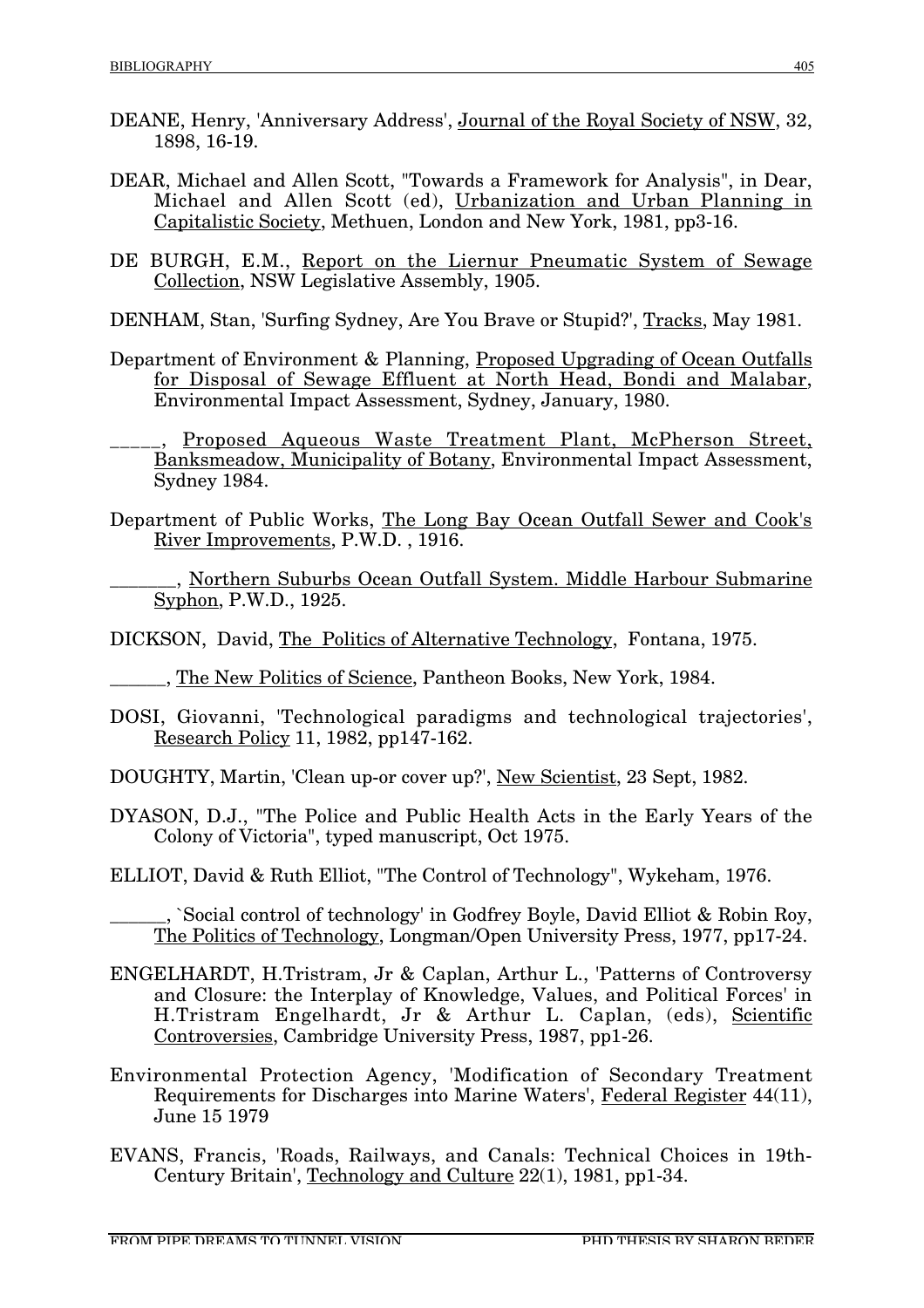DEANE, Henry, 'Anniversary Address', Journal of the Royal Society of NSW, 32, 1898, 16-19.

DEAR, Michael and Allen Scott, "Towards a Framework for Analysis", in Dear, Michael and Allen Scott (ed), Urbanization and Urban Planning in Capitalistic Society, Methuen, London and New York, 1981, pp3-16.

DE BURGH, E.M., Report on the Liernur Pneumatic System of Sewage Collection, NSW Legislative Assembly, 1905.

DENHAM, Stan, 'Surfing Sydney, Are You Brave or Stupid?', Tracks, May 1981.

Department of Environment & Planning, Proposed Upgrading of Ocean Outfalls for Disposal of Sewage Effluent at North Head, Bondi and Malabar, Environmental Impact Assessment, Sydney, January, 1980.

_____, Proposed Aqueous Waste Treatment Plant, McPherson Street, Banksmeadow, Municipality of Botany, Environmental Impact Assessment, Sydney 1984.

Department of Public Works, The Long Bay Ocean Outfall Sewer and Cook's River Improvements, P.W.D. , 1916.

_______, Northern Suburbs Ocean Outfall System. Middle Harbour Submarine Syphon, P.W.D., 1925.

DICKSON, David, The Politics of Alternative Technology, Fontana, 1975.

______, The New Politics of Science, Pantheon Books, New York, 1984.

DOSI, Giovanni, 'Technological paradigms and technological trajectories', Research Policy 11, 1982, pp147-162.

DOUGHTY, Martin, 'Clean up-or cover up?', New Scientist, 23 Sept, 1982.

DYASON, D.J., "The Police and Public Health Acts in the Early Years of the Colony of Victoria", typed manuscript, Oct 1975.

ELLIOT, David & Ruth Elliot, "The Control of Technology", Wykeham, 1976.

______, `Social control of technology' in Godfrey Boyle, David Elliot & Robin Roy, The Politics of Technology, Longman/Open University Press, 1977, pp17-24.

ENGELHARDT, H.Tristram, Jr & Caplan, Arthur L., 'Patterns of Controversy and Closure: the Interplay of Knowledge, Values, and Political Forces' in H.Tristram Engelhardt, Jr & Arthur L. Caplan, (eds), Scientific Controversies, Cambridge University Press, 1987, pp1-26.

Environmental Protection Agency, 'Modification of Secondary Treatment Requirements for Discharges into Marine Waters', Federal Register 44(11), June 15 1979

EVANS, Francis, 'Roads, Railways, and Canals: Technical Choices in 19th-Century Britain', Technology and Culture 22(1), 1981, pp1-34.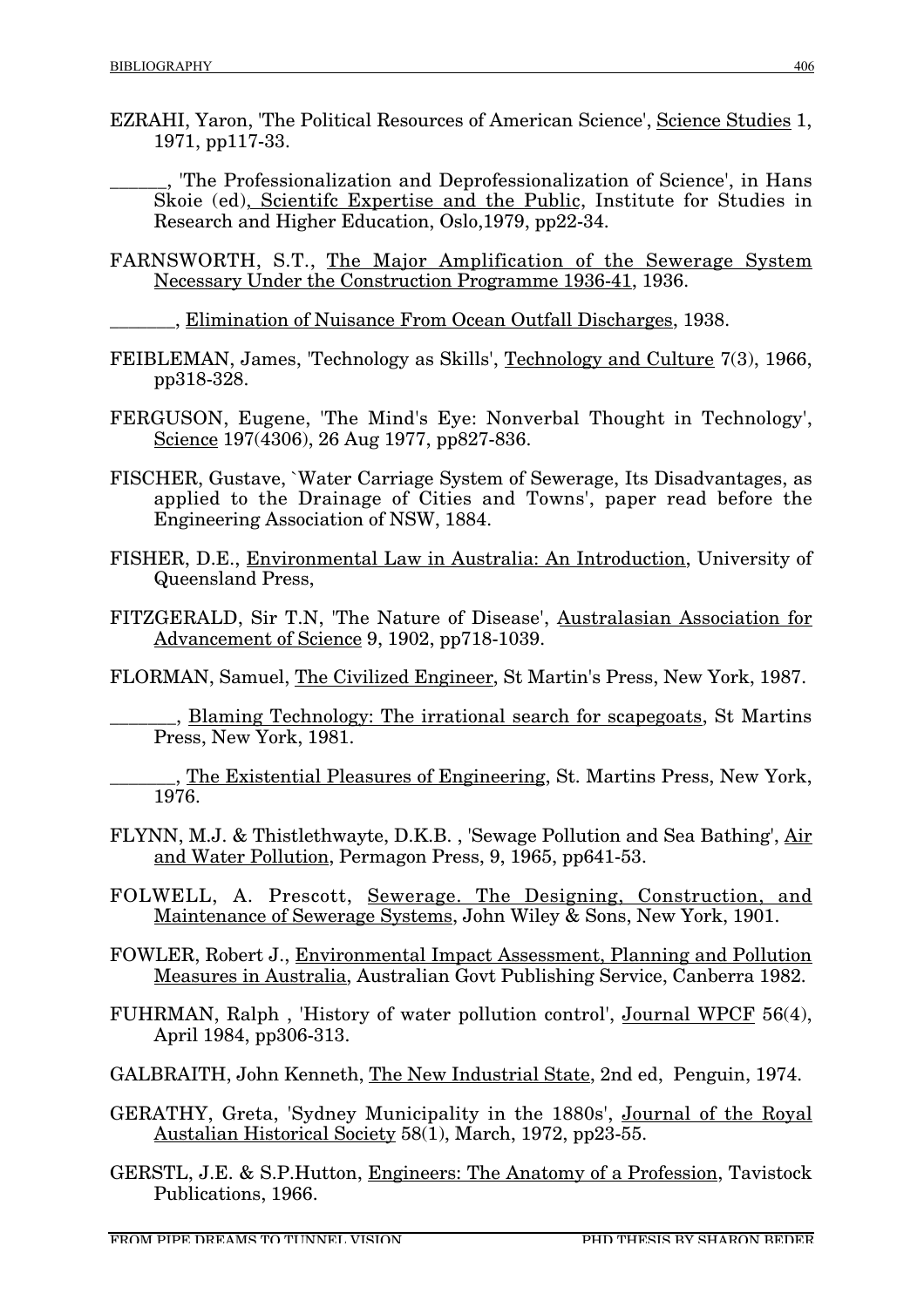EZRAHI, Yaron, 'The Political Resources of American Science', Science Studies 1, 1971, pp117-33.

______, 'The Professionalization and Deprofessionalization of Science', in Hans Skoie (ed), Scientifc Expertise and the Public, Institute for Studies in Research and Higher Education, Oslo,1979, pp22-34.

FARNSWORTH, S.T., The Major Amplification of the Sewerage System Necessary Under the Construction Programme 1936-41, 1936.

_______, Elimination of Nuisance From Ocean Outfall Discharges, 1938.

FEIBLEMAN, James, 'Technology as Skills', Technology and Culture 7(3), 1966, pp318-328.

FERGUSON, Eugene, 'The Mind's Eye: Nonverbal Thought in Technology', Science 197(4306), 26 Aug 1977, pp827-836.

FISCHER, Gustave, `Water Carriage System of Sewerage, Its Disadvantages, as applied to the Drainage of Cities and Towns', paper read before the Engineering Association of NSW, 1884.

FISHER, D.E., Environmental Law in Australia: An Introduction, University of Queensland Press,

FITZGERALD, Sir T.N, 'The Nature of Disease', Australasian Association for Advancement of Science 9, 1902, pp718-1039.

FLORMAN, Samuel, The Civilized Engineer, St Martin's Press, New York, 1987.

_______, Blaming Technology: The irrational search for scapegoats, St Martins Press, New York, 1981.

_______, The Existential Pleasures of Engineering, St. Martins Press, New York, 1976.

FLYNN, M.J. & Thistlethwayte, D.K.B. , 'Sewage Pollution and Sea Bathing', Air and Water Pollution, Permagon Press, 9, 1965, pp641-53.

FOLWELL, A. Prescott, Sewerage. The Designing, Construction, and Maintenance of Sewerage Systems, John Wiley & Sons, New York, 1901.

FOWLER, Robert J., Environmental Impact Assessment, Planning and Pollution Measures in Australia, Australian Govt Publishing Service, Canberra 1982.

FUHRMAN, Ralph , 'History of water pollution control', Journal WPCF 56(4), April 1984, pp306-313.

GALBRAITH, John Kenneth, The New Industrial State, 2nd ed, Penguin, 1974.

GERATHY, Greta, 'Sydney Municipality in the 1880s', Journal of the Royal Austalian Historical Society 58(1), March, 1972, pp23-55.

GERSTL, J.E. & S.P.Hutton, Engineers: The Anatomy of a Profession, Tavistock Publications, 1966.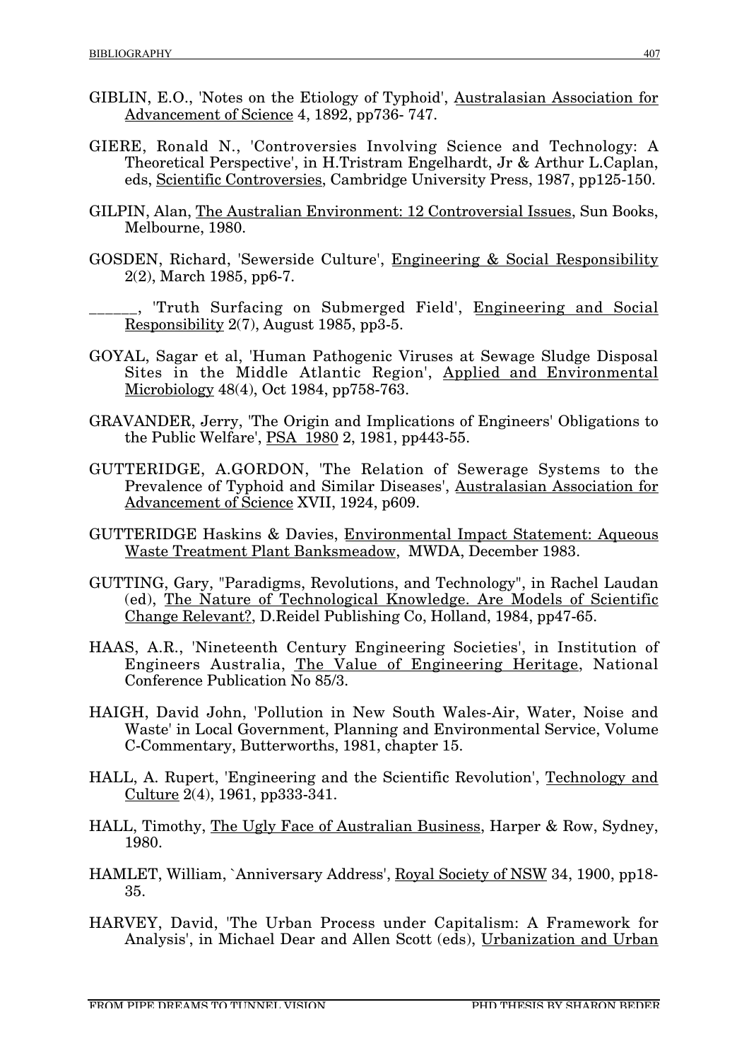GIBLIN, E.O., 'Notes on the Etiology of Typhoid', Australasian Association for Advancement of Science 4, 1892, pp736- 747.

GIERE, Ronald N., 'Controversies Involving Science and Technology: A Theoretical Perspective', in H.Tristram Engelhardt, Jr & Arthur L.Caplan, eds, Scientific Controversies, Cambridge University Press, 1987, pp125-150.

GILPIN, Alan, The Australian Environment: 12 Controversial Issues, Sun Books, Melbourne, 1980.

GOSDEN, Richard, 'Sewerside Culture', Engineering & Social Responsibility 2(2), March 1985, pp6-7.

______, 'Truth Surfacing on Submerged Field', Engineering and Social Responsibility 2(7), August 1985, pp3-5.

GOYAL, Sagar et al, 'Human Pathogenic Viruses at Sewage Sludge Disposal Sites in the Middle Atlantic Region', Applied and Environmental Microbiology 48(4), Oct 1984, pp758-763.

GRAVANDER, Jerry, 'The Origin and Implications of Engineers' Obligations to the Public Welfare', PSA 1980 2, 1981, pp443-55.

GUTTERIDGE, A.GORDON, 'The Relation of Sewerage Systems to the Prevalence of Typhoid and Similar Diseases', Australasian Association for Advancement of Science XVII, 1924, p609.

GUTTERIDGE Haskins & Davies, Environmental Impact Statement: Aqueous Waste Treatment Plant Banksmeadow, MWDA, December 1983.

GUTTING, Gary, "Paradigms, Revolutions, and Technology", in Rachel Laudan (ed), The Nature of Technological Knowledge. Are Models of Scientific Change Relevant?, D.Reidel Publishing Co, Holland, 1984, pp47-65.

HAAS, A.R., 'Nineteenth Century Engineering Societies', in Institution of Engineers Australia, The Value of Engineering Heritage, National Conference Publication No 85/3.

HAIGH, David John, 'Pollution in New South Wales-Air, Water, Noise and Waste' in Local Government, Planning and Environmental Service, Volume C-Commentary, Butterworths, 1981, chapter 15.

HALL, A. Rupert, 'Engineering and the Scientific Revolution', Technology and Culture 2(4), 1961, pp333-341.

HALL, Timothy, The Ugly Face of Australian Business, Harper & Row, Sydney, 1980.

HAMLET, William, `Anniversary Address', Royal Society of NSW 34, 1900, pp18-35.

HARVEY, David, 'The Urban Process under Capitalism: A Framework for Analysis', in Michael Dear and Allen Scott (eds), Urbanization and Urban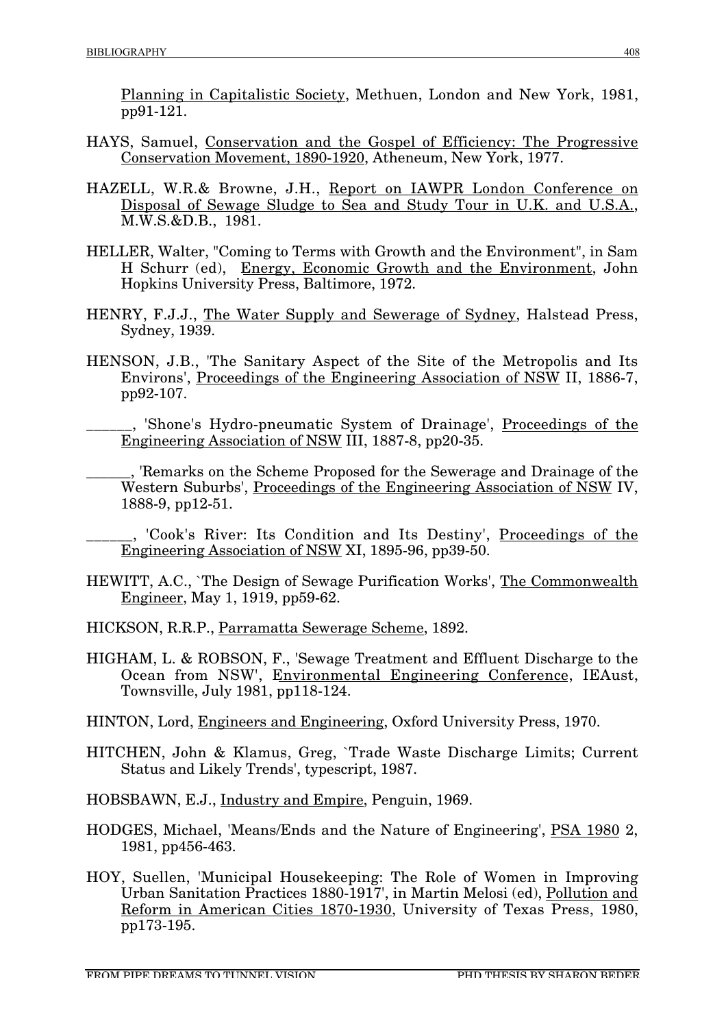Planning in Capitalistic Society, Methuen, London and New York, 1981, pp91-121.

HAYS, Samuel, Conservation and the Gospel of Efficiency: The Progressive Conservation Movement, 1890-1920, Atheneum, New York, 1977.

HAZELL, W.R.& Browne, J.H., Report on IAWPR London Conference on Disposal of Sewage Sludge to Sea and Study Tour in U.K. and U.S.A., M.W.S.&D.B., 1981.

HELLER, Walter, "Coming to Terms with Growth and the Environment", in Sam H Schurr (ed), Energy, Economic Growth and the Environment, John Hopkins University Press, Baltimore, 1972.

HENRY, F.J.J., The Water Supply and Sewerage of Sydney, Halstead Press, Sydney, 1939.

HENSON, J.B., 'The Sanitary Aspect of the Site of the Metropolis and Its Environs', Proceedings of the Engineering Association of NSW II, 1886-7, pp92-107.

______, 'Shone's Hydro-pneumatic System of Drainage', Proceedings of the Engineering Association of NSW III, 1887-8, pp20-35.

______, 'Remarks on the Scheme Proposed for the Sewerage and Drainage of the Western Suburbs', Proceedings of the Engineering Association of NSW IV, 1888-9, pp12-51.

______, 'Cook's River: Its Condition and Its Destiny', Proceedings of the Engineering Association of NSW XI, 1895-96, pp39-50.

HEWITT, A.C., `The Design of Sewage Purification Works', The Commonwealth Engineer, May 1, 1919, pp59-62.

HICKSON, R.R.P., Parramatta Sewerage Scheme, 1892.

HIGHAM, L. & ROBSON, F., 'Sewage Treatment and Effluent Discharge to the Ocean from NSW', Environmental Engineering Conference, IEAust, Townsville, July 1981, pp118-124.

HINTON, Lord, Engineers and Engineering, Oxford University Press, 1970.

HITCHEN, John & Klamus, Greg, `Trade Waste Discharge Limits; Current Status and Likely Trends', typescript, 1987.

HOBSBAWN, E.J., Industry and Empire, Penguin, 1969.

HODGES, Michael, 'Means/Ends and the Nature of Engineering', PSA 1980 2, 1981, pp456-463.

HOY, Suellen, 'Municipal Housekeeping: The Role of Women in Improving Urban Sanitation Practices 1880-1917', in Martin Melosi (ed), Pollution and Reform in American Cities 1870-1930, University of Texas Press, 1980, pp173-195.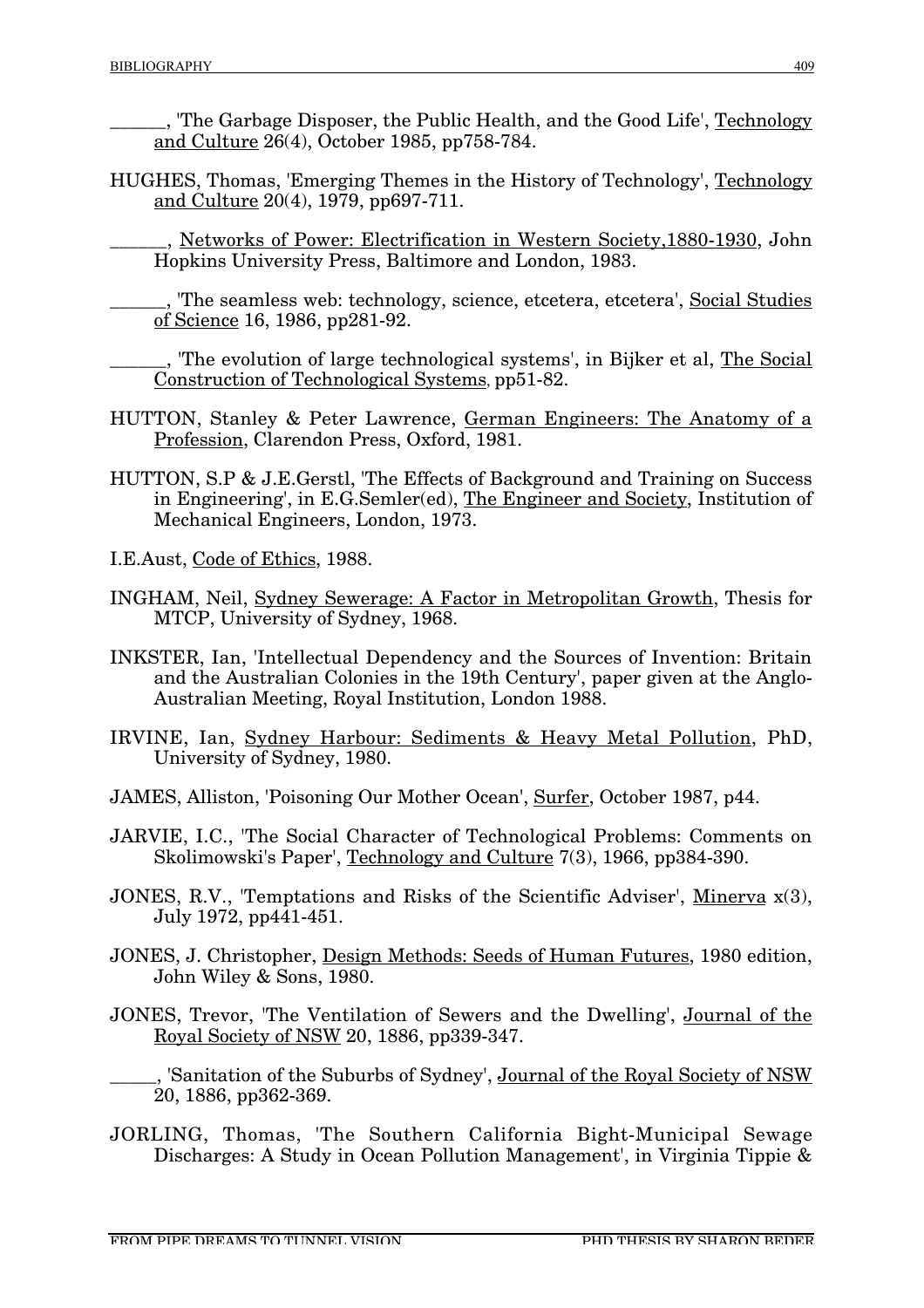\_\_\_\_\_\_, 'The Garbage Disposer, the Public Health, and the Good Life', Technology and Culture 26(4), October 1985, pp758-784.

HUGHES, Thomas, 'Emerging Themes in the History of Technology', Technology and Culture 20(4), 1979, pp697-711.

\_\_\_\_\_\_, Networks of Power: Electrification in Western Society,1880-1930, John Hopkins University Press, Baltimore and London, 1983.

\_\_\_\_\_\_, 'The seamless web: technology, science, etcetera, etcetera', Social Studies of Science 16, 1986, pp281-92.

\_\_\_\_\_\_, 'The evolution of large technological systems', in Bijker et al, The Social Construction of Technological Systems, pp51-82.

HUTTON, Stanley & Peter Lawrence, German Engineers: The Anatomy of a Profession, Clarendon Press, Oxford, 1981.

HUTTON, S.P & J.E.Gerstl, 'The Effects of Background and Training on Success in Engineering', in E.G.Semler(ed), The Engineer and Society, Institution of Mechanical Engineers, London, 1973.

I.E.Aust, Code of Ethics, 1988.

INGHAM, Neil, Sydney Sewerage: A Factor in Metropolitan Growth, Thesis for MTCP, University of Sydney, 1968.

INKSTER, Ian, 'Intellectual Dependency and the Sources of Invention: Britain and the Australian Colonies in the 19th Century', paper given at the Anglo-Australian Meeting, Royal Institution, London 1988.

IRVINE, Ian, Sydney Harbour: Sediments & Heavy Metal Pollution, PhD, University of Sydney, 1980.

JAMES, Alliston, 'Poisoning Our Mother Ocean', Surfer, October 1987, p44.

JARVIE, I.C., 'The Social Character of Technological Problems: Comments on Skolimowski's Paper', Technology and Culture 7(3), 1966, pp384-390.

JONES, R.V., 'Temptations and Risks of the Scientific Adviser', Minerva x(3), July 1972, pp441-451.

JONES, J. Christopher, Design Methods: Seeds of Human Futures, 1980 edition, John Wiley & Sons, 1980.

JONES, Trevor, 'The Ventilation of Sewers and the Dwelling', Journal of the Royal Society of NSW 20, 1886, pp339-347.

\_\_\_\_\_, 'Sanitation of the Suburbs of Sydney', Journal of the Royal Society of NSW 20, 1886, pp362-369.

JORLING, Thomas, 'The Southern California Bight-Municipal Sewage Discharges: A Study in Ocean Pollution Management', in Virginia Tippie &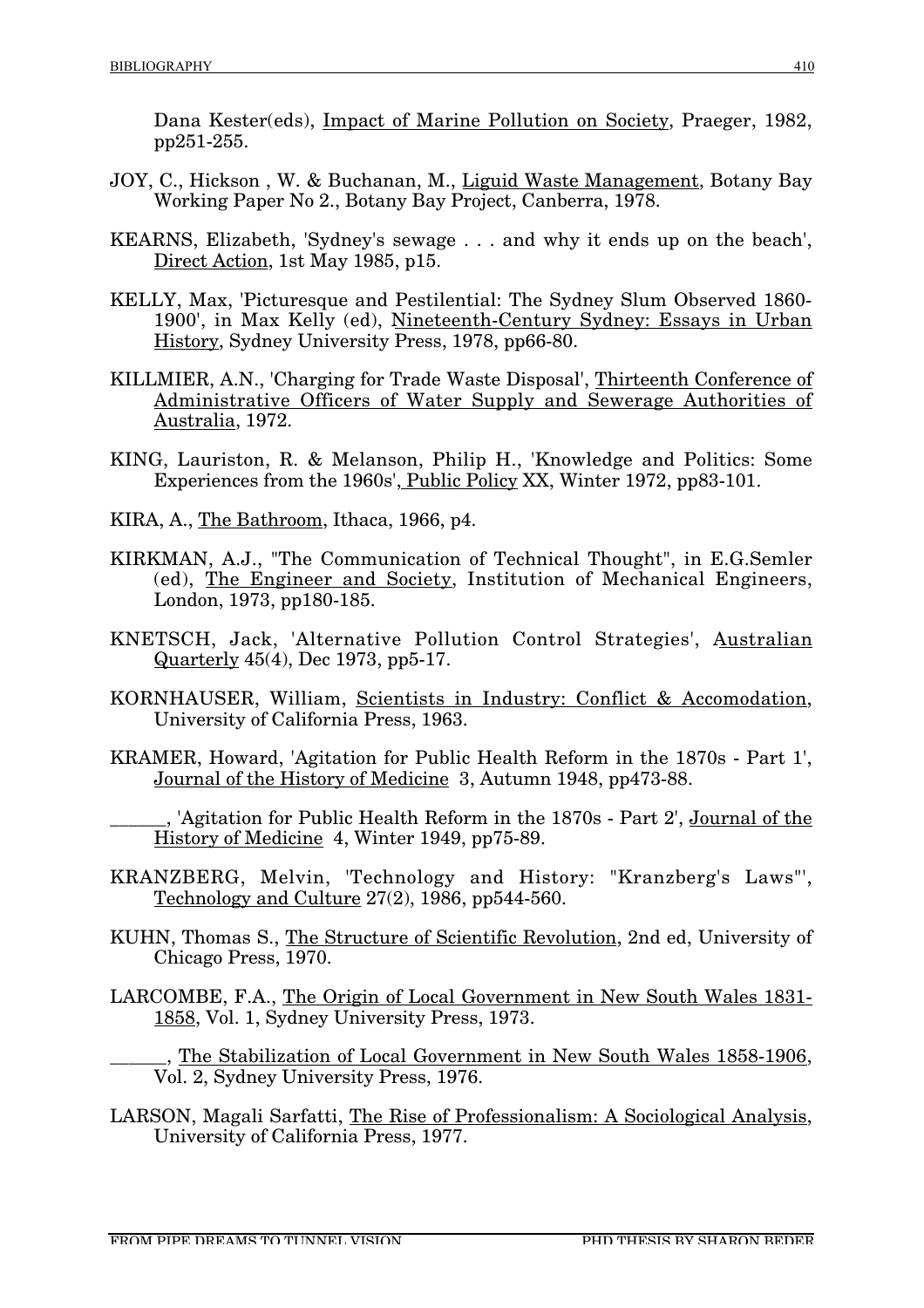Dana Kester(eds), Impact of Marine Pollution on Society, Praeger, 1982, pp251-255.

JOY, C., Hickson , W. & Buchanan, M., Liguid Waste Management, Botany Bay Working Paper No 2., Botany Bay Project, Canberra, 1978.

KEARNS, Elizabeth, 'Sydney's sewage . . . and why it ends up on the beach', Direct Action, 1st May 1985, p15.

KELLY, Max, 'Picturesque and Pestilential: The Sydney Slum Observed 1860-1900', in Max Kelly (ed), Nineteenth-Century Sydney: Essays in Urban History, Sydney University Press, 1978, pp66-80.

KILLMIER, A.N., 'Charging for Trade Waste Disposal', Thirteenth Conference of Administrative Officers of Water Supply and Sewerage Authorities of Australia, 1972.

KING, Lauriston, R. & Melanson, Philip H., 'Knowledge and Politics: Some Experiences from the 1960s', Public Policy XX, Winter 1972, pp83-101.

KIRA, A., The Bathroom, Ithaca, 1966, p4.

KIRKMAN, A.J., "The Communication of Technical Thought", in E.G.Semler (ed), The Engineer and Society, Institution of Mechanical Engineers, London, 1973, pp180-185.

KNETSCH, Jack, 'Alternative Pollution Control Strategies', Australian Quarterly 45(4), Dec 1973, pp5-17.

KORNHAUSER, William, Scientists in Industry: Conflict & Accomodation, University of California Press, 1963.

KRAMER, Howard, 'Agitation for Public Health Reform in the 1870s - Part 1', Journal of the History of Medicine 3, Autumn 1948, pp473-88.

______, 'Agitation for Public Health Reform in the 1870s - Part 2', Journal of the History of Medicine 4, Winter 1949, pp75-89.

KRANZBERG, Melvin, 'Technology and History: "Kranzberg's Laws"', Technology and Culture 27(2), 1986, pp544-560.

KUHN, Thomas S., The Structure of Scientific Revolution, 2nd ed, University of Chicago Press, 1970.

LARCOMBE, F.A., The Origin of Local Government in New South Wales 1831-1858, Vol. 1, Sydney University Press, 1973.

______, The Stabilization of Local Government in New South Wales 1858-1906, Vol. 2, Sydney University Press, 1976.

LARSON, Magali Sarfatti, The Rise of Professionalism: A Sociological Analysis, University of California Press, 1977.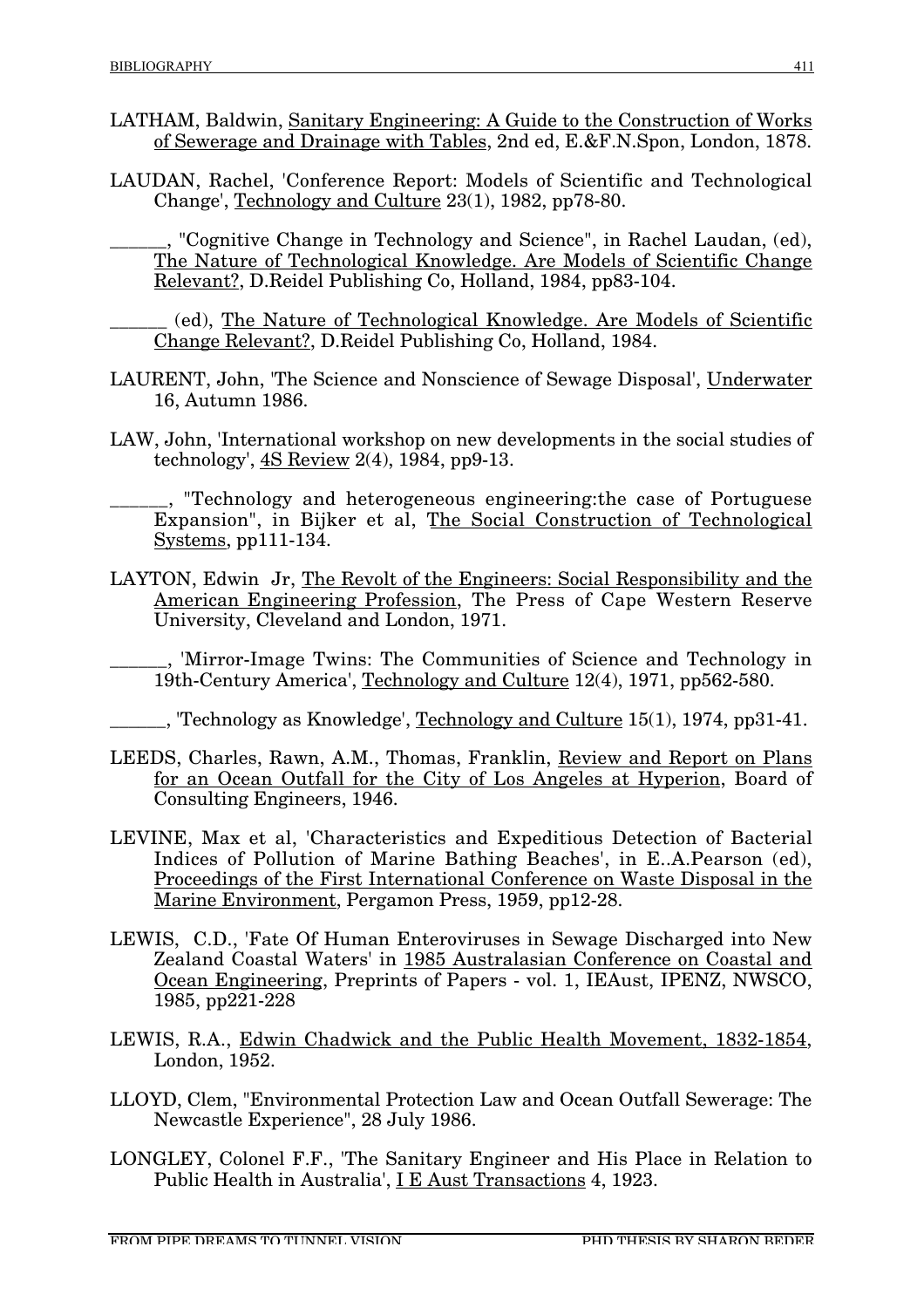LATHAM, Baldwin, Sanitary Engineering: A Guide to the Construction of Works of Sewerage and Drainage with Tables, 2nd ed, E.&F.N.Spon, London, 1878.

LAUDAN, Rachel, 'Conference Report: Models of Scientific and Technological Change', Technology and Culture 23(1), 1982, pp78-80.

______, "Cognitive Change in Technology and Science", in Rachel Laudan, (ed), The Nature of Technological Knowledge. Are Models of Scientific Change Relevant?, D.Reidel Publishing Co, Holland, 1984, pp83-104.

______ (ed), The Nature of Technological Knowledge. Are Models of Scientific Change Relevant?, D.Reidel Publishing Co, Holland, 1984.

LAURENT, John, 'The Science and Nonscience of Sewage Disposal', Underwater 16, Autumn 1986.

LAW, John, 'International workshop on new developments in the social studies of technology', 4S Review 2(4), 1984, pp9-13.

______, "Technology and heterogeneous engineering:the case of Portuguese Expansion", in Bijker et al, The Social Construction of Technological Systems, pp111-134.

LAYTON, Edwin Jr, The Revolt of the Engineers: Social Responsibility and the American Engineering Profession, The Press of Cape Western Reserve University, Cleveland and London, 1971.

______, 'Mirror-Image Twins: The Communities of Science and Technology in 19th-Century America', Technology and Culture 12(4), 1971, pp562-580.

______, 'Technology as Knowledge', Technology and Culture 15(1), 1974, pp31-41.

LEEDS, Charles, Rawn, A.M., Thomas, Franklin, Review and Report on Plans for an Ocean Outfall for the City of Los Angeles at Hyperion, Board of Consulting Engineers, 1946.

LEVINE, Max et al, 'Characteristics and Expeditious Detection of Bacterial Indices of Pollution of Marine Bathing Beaches', in E..A.Pearson (ed), Proceedings of the First International Conference on Waste Disposal in the Marine Environment, Pergamon Press, 1959, pp12-28.

LEWIS, C.D., 'Fate Of Human Enteroviruses in Sewage Discharged into New Zealand Coastal Waters' in 1985 Australasian Conference on Coastal and Ocean Engineering, Preprints of Papers - vol. 1, IEAust, IPENZ, NWSCO, 1985, pp221-228

LEWIS, R.A., Edwin Chadwick and the Public Health Movement, 1832-1854, London, 1952.

LLOYD, Clem, "Environmental Protection Law and Ocean Outfall Sewerage: The Newcastle Experience", 28 July 1986.

LONGLEY, Colonel F.F., 'The Sanitary Engineer and His Place in Relation to Public Health in Australia', I E Aust Transactions 4, 1923.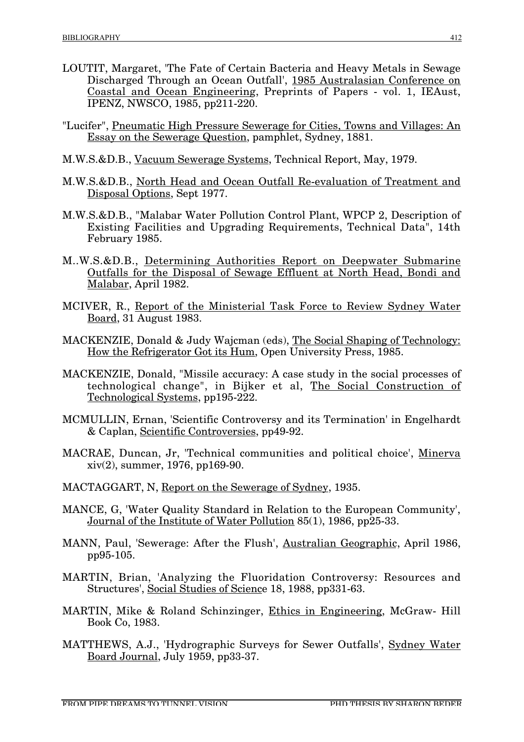LOUTIT, Margaret, 'The Fate of Certain Bacteria and Heavy Metals in Sewage Discharged Through an Ocean Outfall', 1985 Australasian Conference on Coastal and Ocean Engineering, Preprints of Papers - vol. 1, IEAust, IPENZ, NWSCO, 1985, pp211-220.

"Lucifer", Pneumatic High Pressure Sewerage for Cities, Towns and Villages: An Essay on the Sewerage Question, pamphlet, Sydney, 1881.

M.W.S.&D.B., Vacuum Sewerage Systems, Technical Report, May, 1979.

M.W.S.&D.B., North Head and Ocean Outfall Re-evaluation of Treatment and Disposal Options, Sept 1977.

M.W.S.&D.B., "Malabar Water Pollution Control Plant, WPCP 2, Description of Existing Facilities and Upgrading Requirements, Technical Data", 14th February 1985.

M..W.S.&D.B., Determining Authorities Report on Deepwater Submarine Outfalls for the Disposal of Sewage Effluent at North Head, Bondi and Malabar, April 1982.

MCIVER, R., Report of the Ministerial Task Force to Review Sydney Water Board, 31 August 1983.

MACKENZIE, Donald & Judy Wajcman (eds), The Social Shaping of Technology: How the Refrigerator Got its Hum, Open University Press, 1985.

MACKENZIE, Donald, "Missile accuracy: A case study in the social processes of technological change", in Bijker et al, The Social Construction of Technological Systems, pp195-222.

MCMULLIN, Ernan, 'Scientific Controversy and its Termination' in Engelhardt & Caplan, Scientific Controversies, pp49-92.

MACRAE, Duncan, Jr, 'Technical communities and political choice', Minerva xiv(2), summer, 1976, pp169-90.

MACTAGGART, N, Report on the Sewerage of Sydney, 1935.

MANCE, G, 'Water Quality Standard in Relation to the European Community', Journal of the Institute of Water Pollution 85(1), 1986, pp25-33.

MANN, Paul, 'Sewerage: After the Flush', Australian Geographic, April 1986, pp95-105.

MARTIN, Brian, 'Analyzing the Fluoridation Controversy: Resources and Structures', Social Studies of Science 18, 1988, pp331-63.

MARTIN, Mike & Roland Schinzinger, Ethics in Engineering, McGraw- Hill Book Co, 1983.

MATTHEWS, A.J., 'Hydrographic Surveys for Sewer Outfalls', Sydney Water Board Journal, July 1959, pp33-37.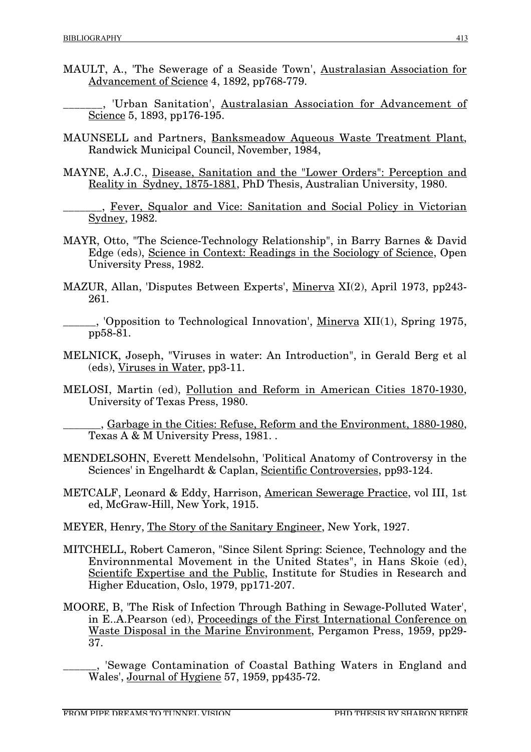MAULT, A., 'The Sewerage of a Seaside Town', Australasian Association for Advancement of Science 4, 1892, pp768-779.

_______, 'Urban Sanitation', Australasian Association for Advancement of Science 5, 1893, pp176-195.

MAUNSELL and Partners, Banksmeadow Aqueous Waste Treatment Plant, Randwick Municipal Council, November, 1984,

MAYNE, A.J.C., Disease, Sanitation and the "Lower Orders": Perception and Reality in Sydney, 1875-1881, PhD Thesis, Australian University, 1980.

_______, Fever, Squalor and Vice: Sanitation and Social Policy in Victorian Sydney, 1982.

MAYR, Otto, "The Science-Technology Relationship", in Barry Barnes & David Edge (eds), Science in Context: Readings in the Sociology of Science, Open University Press, 1982.

MAZUR, Allan, 'Disputes Between Experts', Minerva XI(2), April 1973, pp243-261.

______, 'Opposition to Technological Innovation', Minerva XII(1), Spring 1975, pp58-81.

MELNICK, Joseph, "Viruses in water: An Introduction", in Gerald Berg et al (eds), Viruses in Water, pp3-11.

MELOSI, Martin (ed), Pollution and Reform in American Cities 1870-1930, University of Texas Press, 1980.

_______, Garbage in the Cities: Refuse, Reform and the Environment, 1880-1980, Texas A & M University Press, 1981. .

MENDELSOHN, Everett Mendelsohn, 'Political Anatomy of Controversy in the Sciences' in Engelhardt & Caplan, Scientific Controversies, pp93-124.

METCALF, Leonard & Eddy, Harrison, American Sewerage Practice, vol III, 1st ed, McGraw-Hill, New York, 1915.

MEYER, Henry, The Story of the Sanitary Engineer, New York, 1927.

MITCHELL, Robert Cameron, "Since Silent Spring: Science, Technology and the Environnmental Movement in the United States", in Hans Skoie (ed), Scientifc Expertise and the Public, Institute for Studies in Research and Higher Education, Oslo, 1979, pp171-207.

MOORE, B, 'The Risk of Infection Through Bathing in Sewage-Polluted Water', in E..A.Pearson (ed), Proceedings of the First International Conference on Waste Disposal in the Marine Environment, Pergamon Press, 1959, pp29-37.

______, 'Sewage Contamination of Coastal Bathing Waters in England and Wales', Journal of Hygiene 57, 1959, pp435-72.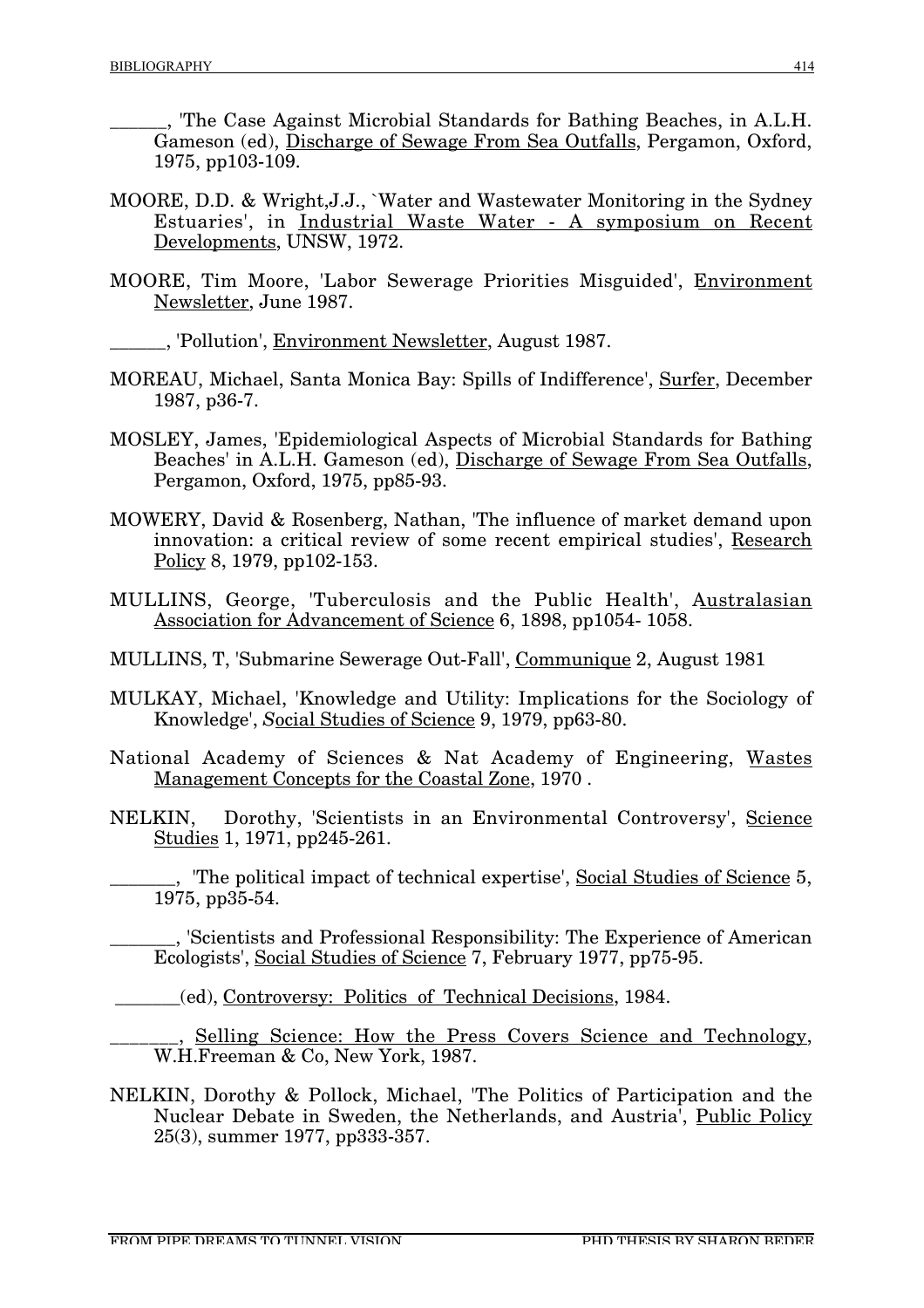______, 'The Case Against Microbial Standards for Bathing Beaches, in A.L.H. Gameson (ed), Discharge of Sewage From Sea Outfalls, Pergamon, Oxford, 1975, pp103-109.

MOORE, D.D. & Wright,J.J., `Water and Wastewater Monitoring in the Sydney Estuaries', in Industrial Waste Water - A symposium on Recent Developments, UNSW, 1972.

MOORE, Tim Moore, 'Labor Sewerage Priorities Misguided', Environment Newsletter, June 1987.

______, 'Pollution', Environment Newsletter, August 1987.

MOREAU, Michael, Santa Monica Bay: Spills of Indifference', Surfer, December 1987, p36-7.

MOSLEY, James, 'Epidemiological Aspects of Microbial Standards for Bathing Beaches' in A.L.H. Gameson (ed), Discharge of Sewage From Sea Outfalls, Pergamon, Oxford, 1975, pp85-93.

MOWERY, David & Rosenberg, Nathan, 'The influence of market demand upon innovation: a critical review of some recent empirical studies', Research Policy 8, 1979, pp102-153.

MULLINS, George, 'Tuberculosis and the Public Health', Australasian Association for Advancement of Science 6, 1898, pp1054- 1058.

MULLINS, T, 'Submarine Sewerage Out-Fall', Communique 2, August 1981

MULKAY, Michael, 'Knowledge and Utility: Implications for the Sociology of Knowledge', Social Studies of Science 9, 1979, pp63-80.

National Academy of Sciences & Nat Academy of Engineering, Wastes Management Concepts for the Coastal Zone, 1970 .

NELKIN, Dorothy, 'Scientists in an Environmental Controversy', Science Studies 1, 1971, pp245-261.

_______, 'The political impact of technical expertise', Social Studies of Science 5, 1975, pp35-54.

_______, 'Scientists and Professional Responsibility: The Experience of American Ecologists', Social Studies of Science 7, February 1977, pp75-95.

_______(ed), Controversy: Politics of Technical Decisions, 1984.

_______, Selling Science: How the Press Covers Science and Technology, W.H.Freeman & Co, New York, 1987.

NELKIN, Dorothy & Pollock, Michael, 'The Politics of Participation and the Nuclear Debate in Sweden, the Netherlands, and Austria', Public Policy 25(3), summer 1977, pp333-357.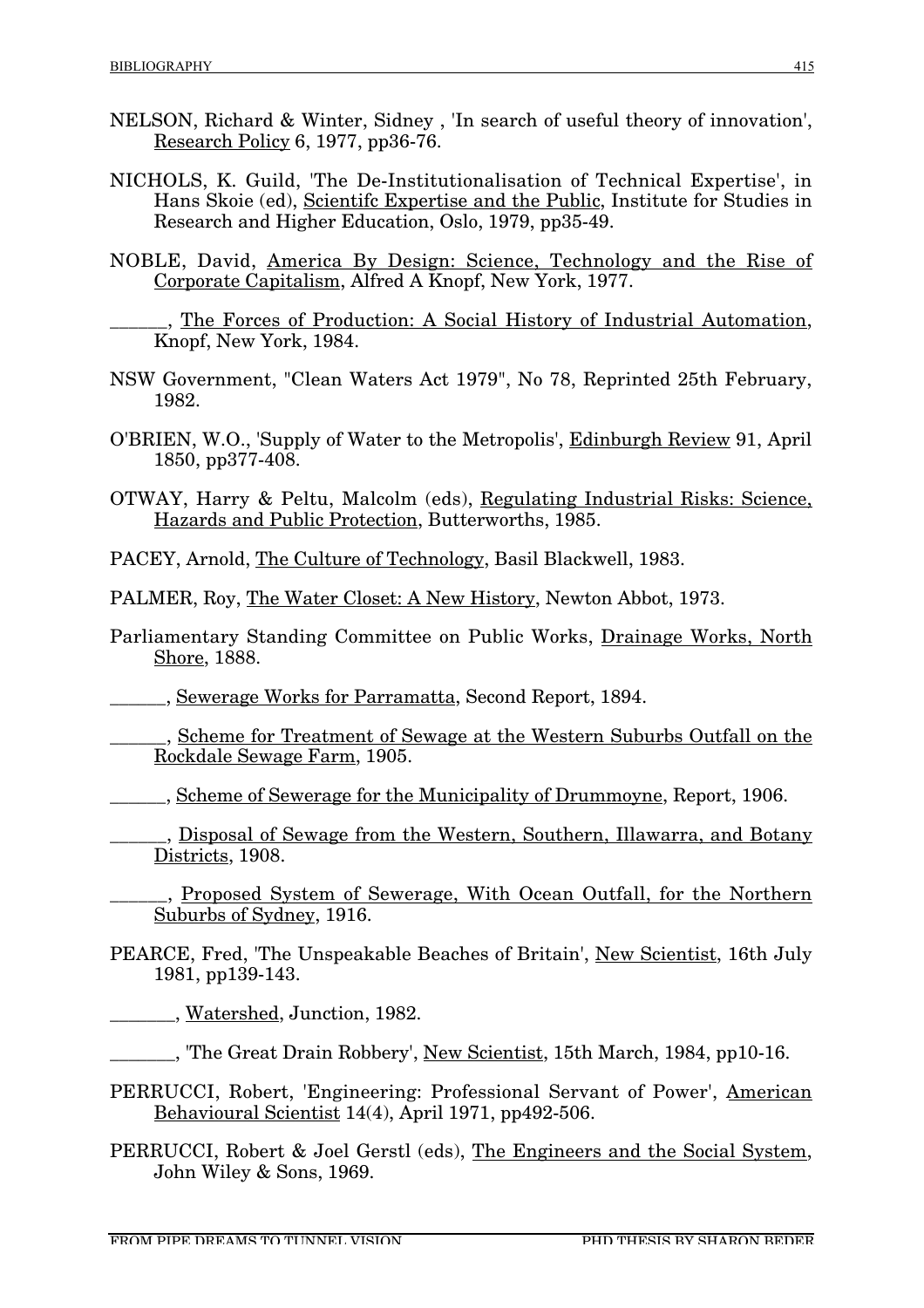NELSON, Richard & Winter, Sidney , 'In search of useful theory of innovation', Research Policy 6, 1977, pp36-76.

NICHOLS, K. Guild, 'The De-Institutionalisation of Technical Expertise', in Hans Skoie (ed), Scientifc Expertise and the Public, Institute for Studies in Research and Higher Education, Oslo, 1979, pp35-49.

NOBLE, David, America By Design: Science, Technology and the Rise of Corporate Capitalism, Alfred A Knopf, New York, 1977.

______, The Forces of Production: A Social History of Industrial Automation, Knopf, New York, 1984.

NSW Government, "Clean Waters Act 1979", No 78, Reprinted 25th February, 1982.

O'BRIEN, W.O., 'Supply of Water to the Metropolis', Edinburgh Review 91, April 1850, pp377-408.

OTWAY, Harry & Peltu, Malcolm (eds), Regulating Industrial Risks: Science, Hazards and Public Protection, Butterworths, 1985.

PACEY, Arnold, The Culture of Technology, Basil Blackwell, 1983.

PALMER, Roy, The Water Closet: A New History, Newton Abbot, 1973.

Parliamentary Standing Committee on Public Works, Drainage Works, North Shore, 1888.

______, Sewerage Works for Parramatta, Second Report, 1894.

______, Scheme for Treatment of Sewage at the Western Suburbs Outfall on the Rockdale Sewage Farm, 1905.

______, Scheme of Sewerage for the Municipality of Drummoyne, Report, 1906.

______, Disposal of Sewage from the Western, Southern, Illawarra, and Botany Districts, 1908.

______, Proposed System of Sewerage, With Ocean Outfall, for the Northern Suburbs of Sydney, 1916.

PEARCE, Fred, 'The Unspeakable Beaches of Britain', New Scientist, 16th July 1981, pp139-143.

_______, Watershed, Junction, 1982.

_______, 'The Great Drain Robbery', New Scientist, 15th March, 1984, pp10-16.

PERRUCCI, Robert, 'Engineering: Professional Servant of Power', American Behavioural Scientist 14(4), April 1971, pp492-506.

PERRUCCI, Robert & Joel Gerstl (eds), The Engineers and the Social System, John Wiley & Sons, 1969.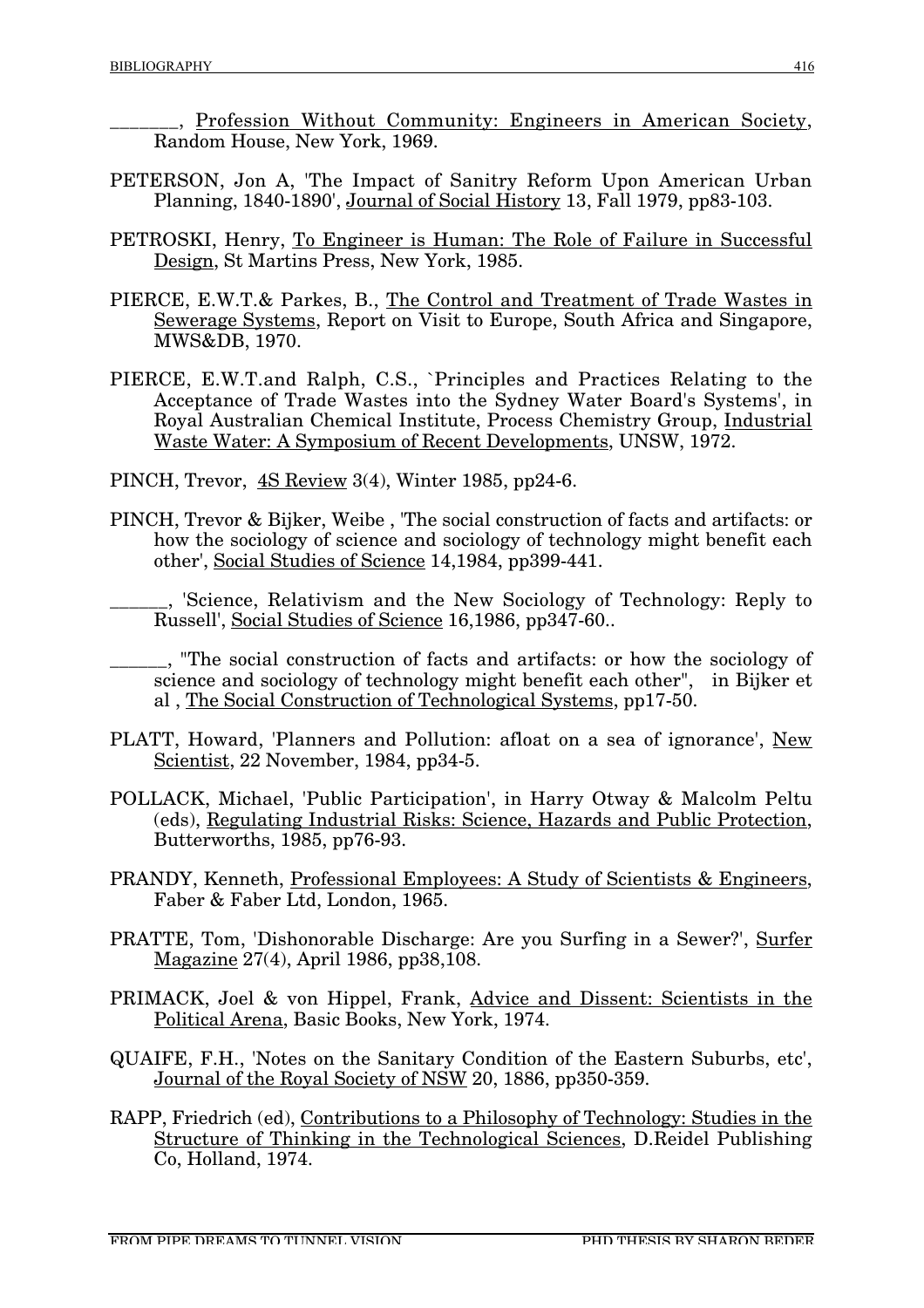_______, Profession Without Community: Engineers in American Society, Random House, New York, 1969.

PETERSON, Jon A, 'The Impact of Sanitry Reform Upon American Urban Planning, 1840-1890', Journal of Social History 13, Fall 1979, pp83-103.

PETROSKI, Henry, To Engineer is Human: The Role of Failure in Successful Design, St Martins Press, New York, 1985.

PIERCE, E.W.T.& Parkes, B., The Control and Treatment of Trade Wastes in Sewerage Systems, Report on Visit to Europe, South Africa and Singapore, MWS&DB, 1970.

PIERCE, E.W.T.and Ralph, C.S., `Principles and Practices Relating to the Acceptance of Trade Wastes into the Sydney Water Board's Systems', in Royal Australian Chemical Institute, Process Chemistry Group, Industrial Waste Water: A Symposium of Recent Developments, UNSW, 1972.

PINCH, Trevor, 4S Review 3(4), Winter 1985, pp24-6.

PINCH, Trevor & Bijker, Weibe , 'The social construction of facts and artifacts: or how the sociology of science and sociology of technology might benefit each other', Social Studies of Science 14,1984, pp399-441.

______, 'Science, Relativism and the New Sociology of Technology: Reply to Russell', Social Studies of Science 16,1986, pp347-60..

______, "The social construction of facts and artifacts: or how the sociology of science and sociology of technology might benefit each other", in Bijker et al , The Social Construction of Technological Systems, pp17-50.

PLATT, Howard, 'Planners and Pollution: afloat on a sea of ignorance', New Scientist, 22 November, 1984, pp34-5.

POLLACK, Michael, 'Public Participation', in Harry Otway & Malcolm Peltu (eds), Regulating Industrial Risks: Science, Hazards and Public Protection, Butterworths, 1985, pp76-93.

PRANDY, Kenneth, Professional Employees: A Study of Scientists & Engineers, Faber & Faber Ltd, London, 1965.

PRATTE, Tom, 'Dishonorable Discharge: Are you Surfing in a Sewer?', Surfer Magazine 27(4), April 1986, pp38,108.

PRIMACK, Joel & von Hippel, Frank, Advice and Dissent: Scientists in the Political Arena, Basic Books, New York, 1974.

QUAIFE, F.H., 'Notes on the Sanitary Condition of the Eastern Suburbs, etc', Journal of the Royal Society of NSW 20, 1886, pp350-359.

RAPP, Friedrich (ed), Contributions to a Philosophy of Technology: Studies in the Structure of Thinking in the Technological Sciences, D.Reidel Publishing Co, Holland, 1974.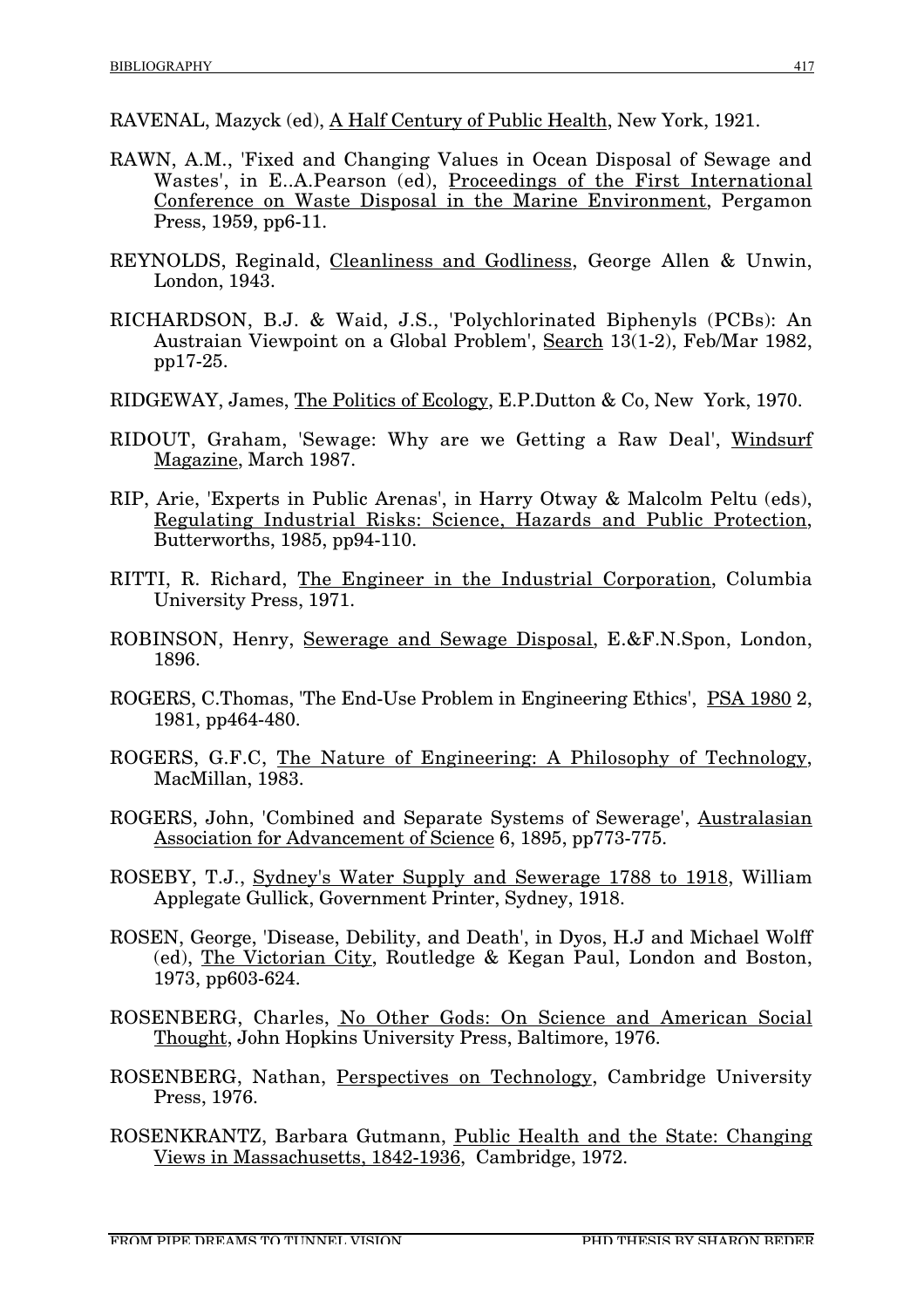RAVENAL, Mazyck (ed), A Half Century of Public Health, New York, 1921.

RAWN, A.M., 'Fixed and Changing Values in Ocean Disposal of Sewage and Wastes', in E..A.Pearson (ed), Proceedings of the First International Conference on Waste Disposal in the Marine Environment, Pergamon Press, 1959, pp6-11.

REYNOLDS, Reginald, Cleanliness and Godliness, George Allen & Unwin, London, 1943.

RICHARDSON, B.J. & Waid, J.S., 'Polychlorinated Biphenyls (PCBs): An Austraian Viewpoint on a Global Problem', Search 13(1-2), Feb/Mar 1982, pp17-25.

RIDGEWAY, James, The Politics of Ecology, E.P.Dutton & Co, New York, 1970.

RIDOUT, Graham, 'Sewage: Why are we Getting a Raw Deal', Windsurf Magazine, March 1987.

RIP, Arie, 'Experts in Public Arenas', in Harry Otway & Malcolm Peltu (eds), Regulating Industrial Risks: Science, Hazards and Public Protection, Butterworths, 1985, pp94-110.

RITTI, R. Richard, The Engineer in the Industrial Corporation, Columbia University Press, 1971.

ROBINSON, Henry, Sewerage and Sewage Disposal, E.&F.N.Spon, London, 1896.

ROGERS, C.Thomas, 'The End-Use Problem in Engineering Ethics', PSA 1980 2, 1981, pp464-480.

ROGERS, G.F.C, The Nature of Engineering: A Philosophy of Technology, MacMillan, 1983.

ROGERS, John, 'Combined and Separate Systems of Sewerage', Australasian Association for Advancement of Science 6, 1895, pp773-775.

ROSEBY, T.J., Sydney's Water Supply and Sewerage 1788 to 1918, William Applegate Gullick, Government Printer, Sydney, 1918.

ROSEN, George, 'Disease, Debility, and Death', in Dyos, H.J and Michael Wolff (ed), The Victorian City, Routledge & Kegan Paul, London and Boston, 1973, pp603-624.

ROSENBERG, Charles, No Other Gods: On Science and American Social Thought, John Hopkins University Press, Baltimore, 1976.

ROSENBERG, Nathan, Perspectives on Technology, Cambridge University Press, 1976.

ROSENKRANTZ, Barbara Gutmann, Public Health and the State: Changing Views in Massachusetts, 1842-1936, Cambridge, 1972.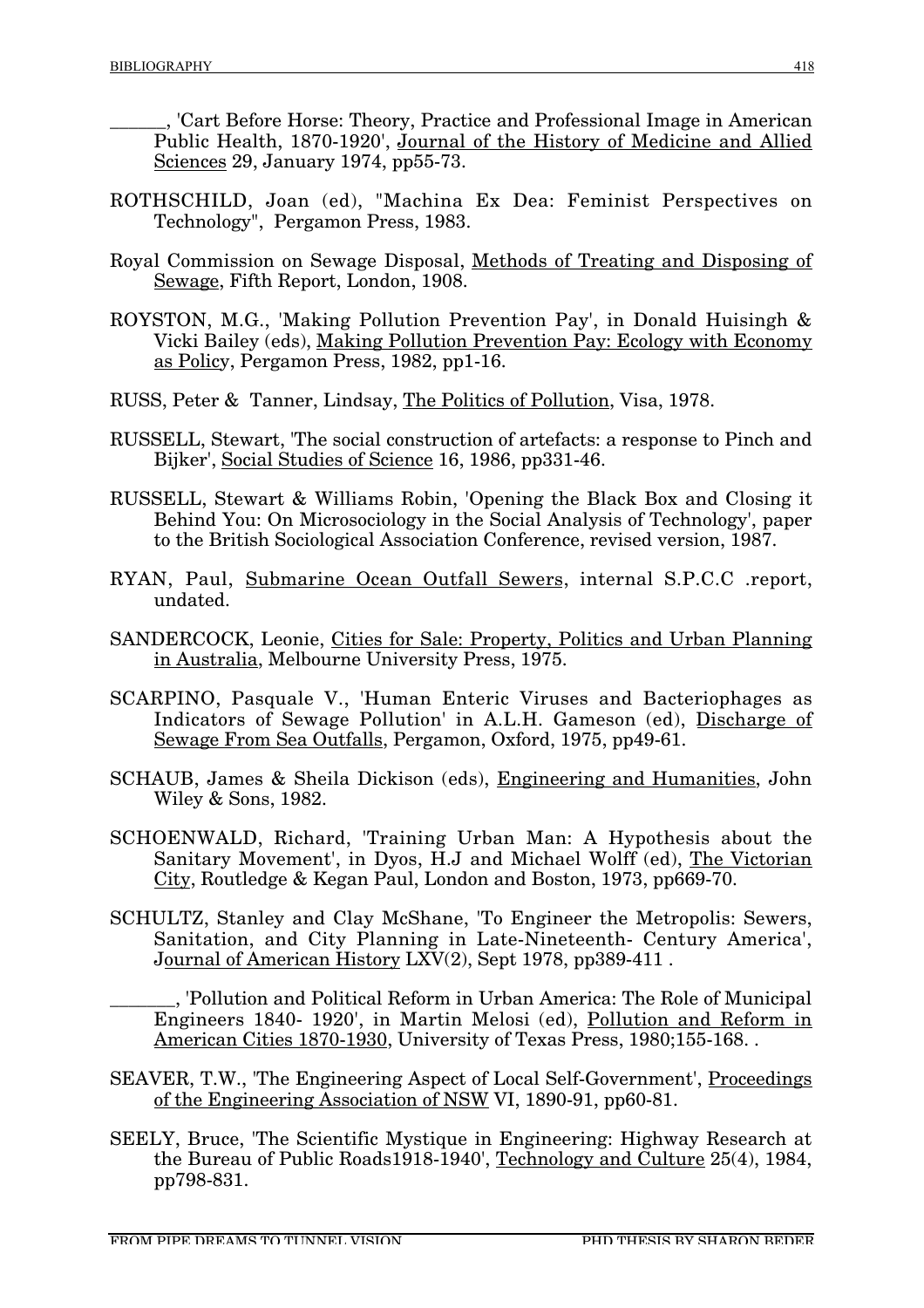______, 'Cart Before Horse: Theory, Practice and Professional Image in American Public Health, 1870-1920', Journal of the History of Medicine and Allied Sciences 29, January 1974, pp55-73.

ROTHSCHILD, Joan (ed), "Machina Ex Dea: Feminist Perspectives on Technology", Pergamon Press, 1983.

Royal Commission on Sewage Disposal, Methods of Treating and Disposing of Sewage, Fifth Report, London, 1908.

ROYSTON, M.G., 'Making Pollution Prevention Pay', in Donald Huisingh & Vicki Bailey (eds), Making Pollution Prevention Pay: Ecology with Economy as Policy, Pergamon Press, 1982, pp1-16.

RUSS, Peter & Tanner, Lindsay, The Politics of Pollution, Visa, 1978.

RUSSELL, Stewart, 'The social construction of artefacts: a response to Pinch and Bijker', Social Studies of Science 16, 1986, pp331-46.

RUSSELL, Stewart & Williams Robin, 'Opening the Black Box and Closing it Behind You: On Microsociology in the Social Analysis of Technology', paper to the British Sociological Association Conference, revised version, 1987.

RYAN, Paul, Submarine Ocean Outfall Sewers, internal S.P.C.C .report, undated.

SANDERCOCK, Leonie, Cities for Sale: Property, Politics and Urban Planning in Australia, Melbourne University Press, 1975.

SCARPINO, Pasquale V., 'Human Enteric Viruses and Bacteriophages as Indicators of Sewage Pollution' in A.L.H. Gameson (ed), Discharge of Sewage From Sea Outfalls, Pergamon, Oxford, 1975, pp49-61.

SCHAUB, James & Sheila Dickison (eds), Engineering and Humanities, John Wiley & Sons, 1982.

SCHOENWALD, Richard, 'Training Urban Man: A Hypothesis about the Sanitary Movement', in Dyos, H.J and Michael Wolff (ed), The Victorian City, Routledge & Kegan Paul, London and Boston, 1973, pp669-70.

SCHULTZ, Stanley and Clay McShane, 'To Engineer the Metropolis: Sewers, Sanitation, and City Planning in Late-Nineteenth- Century America', Journal of American History LXV(2), Sept 1978, pp389-411 .

_______, 'Pollution and Political Reform in Urban America: The Role of Municipal Engineers 1840- 1920', in Martin Melosi (ed), Pollution and Reform in American Cities 1870-1930, University of Texas Press, 1980;155-168. .

SEAVER, T.W., 'The Engineering Aspect of Local Self-Government', Proceedings of the Engineering Association of NSW VI, 1890-91, pp60-81.

SEELY, Bruce, 'The Scientific Mystique in Engineering: Highway Research at the Bureau of Public Roads1918-1940', Technology and Culture 25(4), 1984, pp798-831.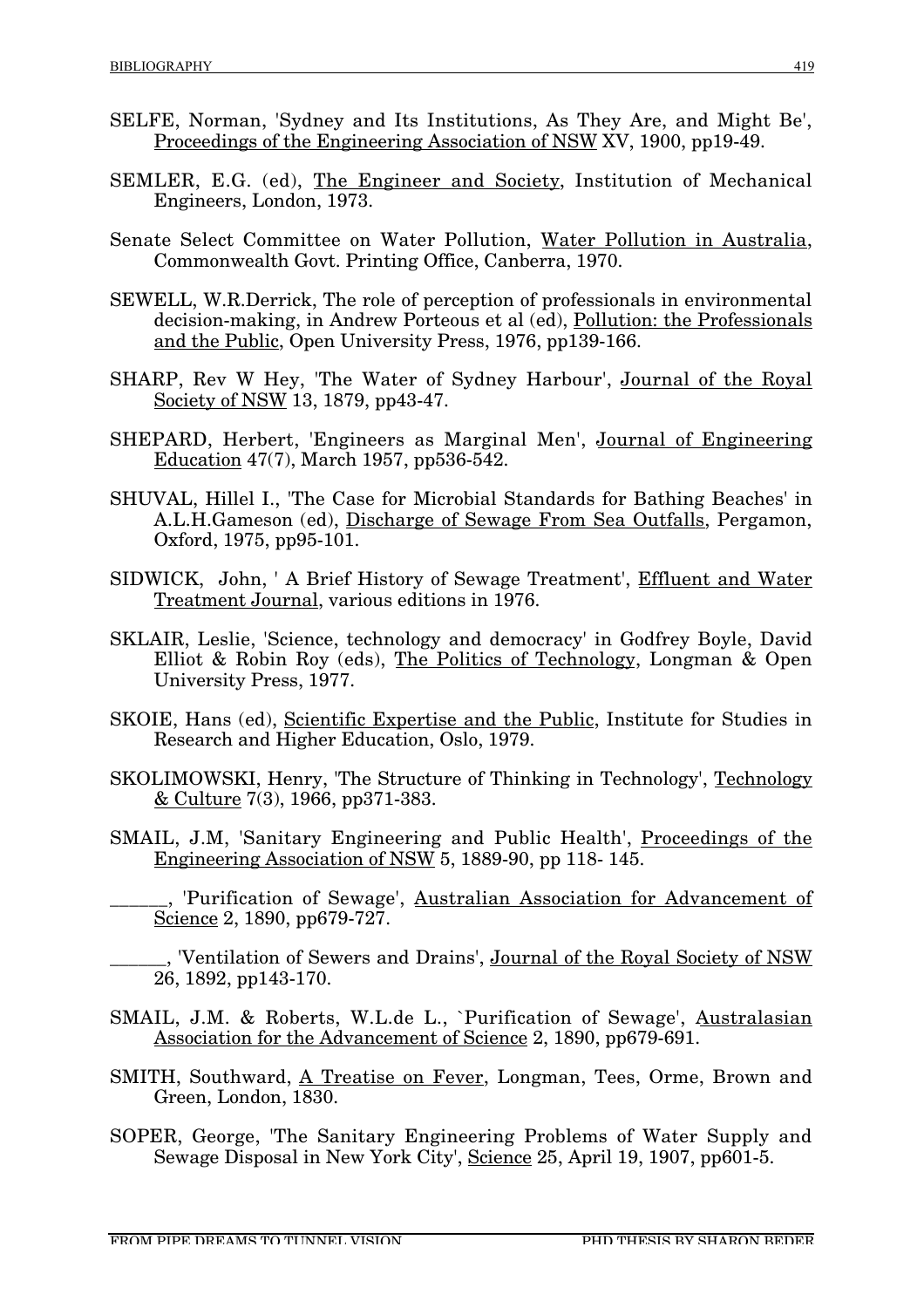SELFE, Norman, 'Sydney and Its Institutions, As They Are, and Might Be', Proceedings of the Engineering Association of NSW XV, 1900, pp19-49.

SEMLER, E.G. (ed), The Engineer and Society, Institution of Mechanical Engineers, London, 1973.

Senate Select Committee on Water Pollution, Water Pollution in Australia, Commonwealth Govt. Printing Office, Canberra, 1970.

SEWELL, W.R.Derrick, The role of perception of professionals in environmental decision-making, in Andrew Porteous et al (ed), Pollution: the Professionals and the Public, Open University Press, 1976, pp139-166.

SHARP, Rev W Hey, 'The Water of Sydney Harbour', Journal of the Royal Society of NSW 13, 1879, pp43-47.

SHEPARD, Herbert, 'Engineers as Marginal Men', Journal of Engineering Education 47(7), March 1957, pp536-542.

SHUVAL, Hillel I., 'The Case for Microbial Standards for Bathing Beaches' in A.L.H.Gameson (ed), Discharge of Sewage From Sea Outfalls, Pergamon, Oxford, 1975, pp95-101.

SIDWICK, John, ' A Brief History of Sewage Treatment', Effluent and Water Treatment Journal, various editions in 1976.

SKLAIR, Leslie, 'Science, technology and democracy' in Godfrey Boyle, David Elliot & Robin Roy (eds), The Politics of Technology, Longman & Open University Press, 1977.

SKOIE, Hans (ed), Scientific Expertise and the Public, Institute for Studies in Research and Higher Education, Oslo, 1979.

SKOLIMOWSKI, Henry, 'The Structure of Thinking in Technology', Technology & Culture 7(3), 1966, pp371-383.

SMAIL, J.M, 'Sanitary Engineering and Public Health', Proceedings of the Engineering Association of NSW 5, 1889-90, pp 118- 145.

______, 'Purification of Sewage', Australian Association for Advancement of Science 2, 1890, pp679-727.

______, 'Ventilation of Sewers and Drains', Journal of the Royal Society of NSW 26, 1892, pp143-170.

SMAIL, J.M. & Roberts, W.L.de L., `Purification of Sewage', Australasian Association for the Advancement of Science 2, 1890, pp679-691.

SMITH, Southward, A Treatise on Fever, Longman, Tees, Orme, Brown and Green, London, 1830.

SOPER, George, 'The Sanitary Engineering Problems of Water Supply and Sewage Disposal in New York City', Science 25, April 19, 1907, pp601-5.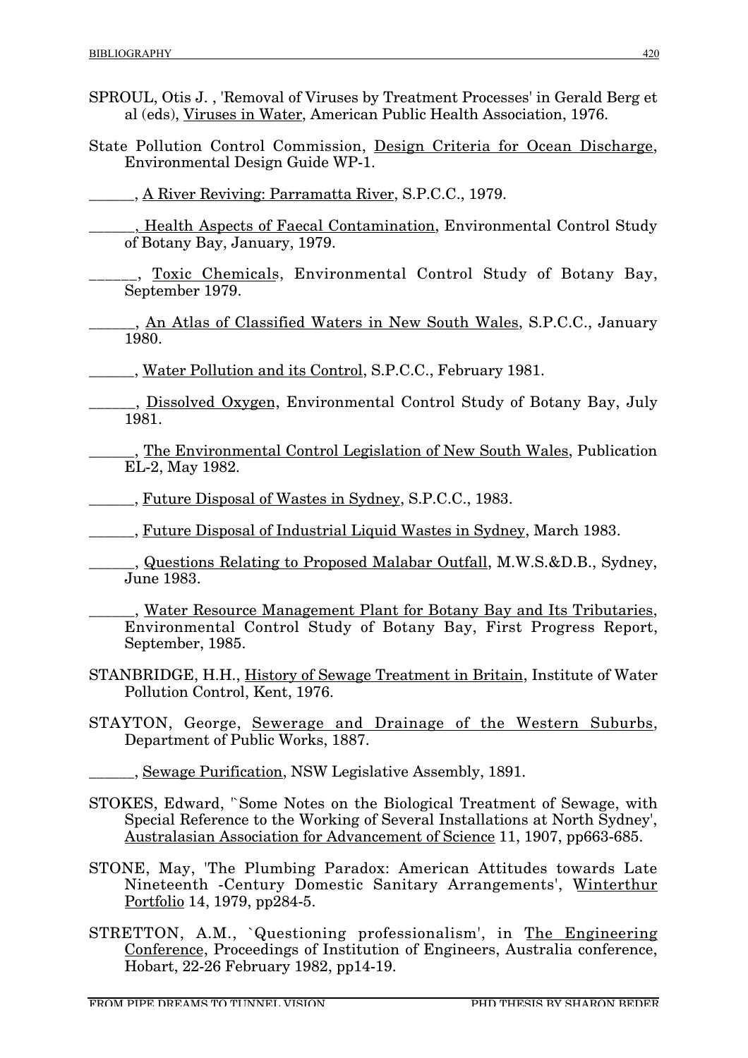SPROUL, Otis J. , 'Removal of Viruses by Treatment Processes' in Gerald Berg et al (eds), Viruses in Water, American Public Health Association, 1976.

State Pollution Control Commission, Design Criteria for Ocean Discharge, Environmental Design Guide WP-1.

______, A River Reviving: Parramatta River, S.P.C.C., 1979.

______, Health Aspects of Faecal Contamination, Environmental Control Study of Botany Bay, January, 1979.

______, Toxic Chemicals, Environmental Control Study of Botany Bay, September 1979.

______, An Atlas of Classified Waters in New South Wales, S.P.C.C., January 1980.

______, Water Pollution and its Control, S.P.C.C., February 1981.

______, Dissolved Oxygen, Environmental Control Study of Botany Bay, July 1981.

______, The Environmental Control Legislation of New South Wales, Publication EL-2, May 1982.

______, Future Disposal of Wastes in Sydney, S.P.C.C., 1983.

______, Future Disposal of Industrial Liquid Wastes in Sydney, March 1983.

______, Questions Relating to Proposed Malabar Outfall, M.W.S.&D.B., Sydney, June 1983.

______, Water Resource Management Plant for Botany Bay and Its Tributaries, Environmental Control Study of Botany Bay, First Progress Report, September, 1985.

STANBRIDGE, H.H., History of Sewage Treatment in Britain, Institute of Water Pollution Control, Kent, 1976.

STAYTON, George, Sewerage and Drainage of the Western Suburbs, Department of Public Works, 1887.

______, Sewage Purification, NSW Legislative Assembly, 1891.

STOKES, Edward, '`Some Notes on the Biological Treatment of Sewage, with Special Reference to the Working of Several Installations at North Sydney', Australasian Association for Advancement of Science 11, 1907, pp663-685.

STONE, May, 'The Plumbing Paradox: American Attitudes towards Late Nineteenth -Century Domestic Sanitary Arrangements', Winterthur Portfolio 14, 1979, pp284-5.

STRETTON, A.M., `Questioning professionalism', in The Engineering Conference, Proceedings of Institution of Engineers, Australia conference, Hobart, 22-26 February 1982, pp14-19.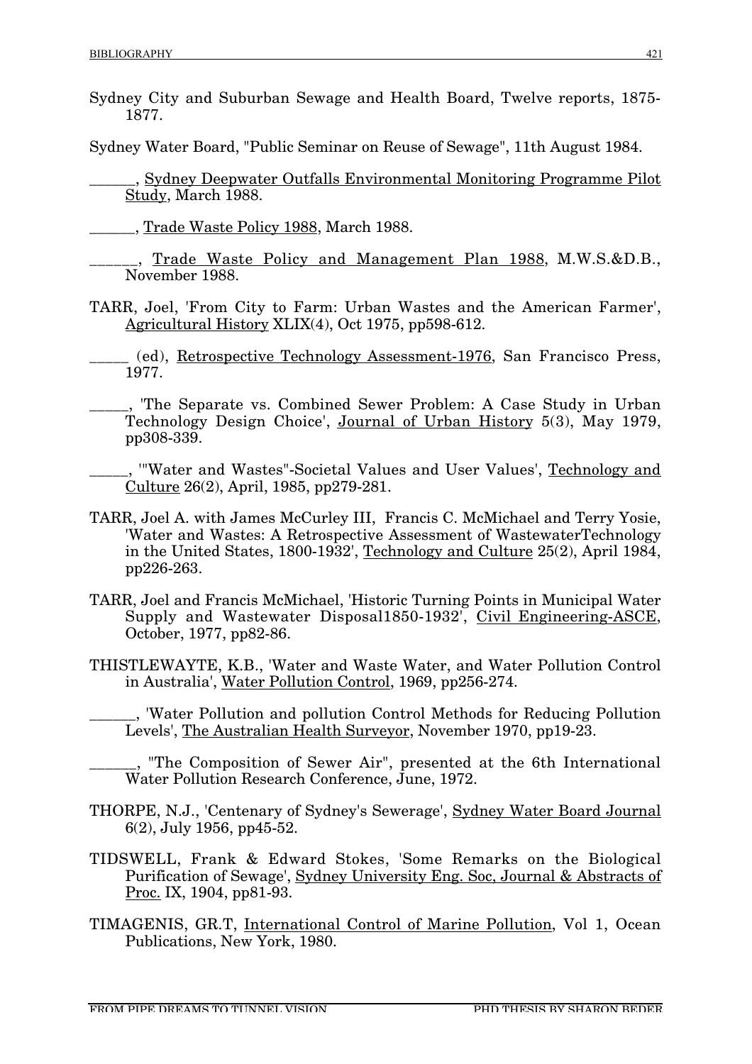Sydney City and Suburban Sewage and Health Board, Twelve reports, 1875-1877.

Sydney Water Board, "Public Seminar on Reuse of Sewage", 11th August 1984.

______, Sydney Deepwater Outfalls Environmental Monitoring Programme Pilot Study, March 1988.

______, Trade Waste Policy 1988, March 1988.

______, Trade Waste Policy and Management Plan 1988, M.W.S.&D.B., November 1988.

TARR, Joel, 'From City to Farm: Urban Wastes and the American Farmer', Agricultural History XLIX(4), Oct 1975, pp598-612.

_____ (ed), Retrospective Technology Assessment-1976, San Francisco Press, 1977.

_____, 'The Separate vs. Combined Sewer Problem: A Case Study in Urban Technology Design Choice', Journal of Urban History 5(3), May 1979, pp308-339.

_____, '"Water and Wastes"-Societal Values and User Values', Technology and Culture 26(2), April, 1985, pp279-281.

TARR, Joel A. with James McCurley III, Francis C. McMichael and Terry Yosie, 'Water and Wastes: A Retrospective Assessment of WastewaterTechnology in the United States, 1800-1932', Technology and Culture 25(2), April 1984, pp226-263.

TARR, Joel and Francis McMichael, 'Historic Turning Points in Municipal Water Supply and Wastewater Disposal1850-1932', Civil Engineering-ASCE, October, 1977, pp82-86.

THISTLEWAYTE, K.B., 'Water and Waste Water, and Water Pollution Control in Australia', Water Pollution Control, 1969, pp256-274.

______, 'Water Pollution and pollution Control Methods for Reducing Pollution Levels', The Australian Health Surveyor, November 1970, pp19-23.

______, "The Composition of Sewer Air", presented at the 6th International Water Pollution Research Conference, June, 1972.

THORPE, N.J., 'Centenary of Sydney's Sewerage', Sydney Water Board Journal 6(2), July 1956, pp45-52.

TIDSWELL, Frank & Edward Stokes, 'Some Remarks on the Biological Purification of Sewage', Sydney University Eng. Soc, Journal & Abstracts of Proc. IX, 1904, pp81-93.

TIMAGENIS, GR.T, International Control of Marine Pollution, Vol 1, Ocean Publications, New York, 1980.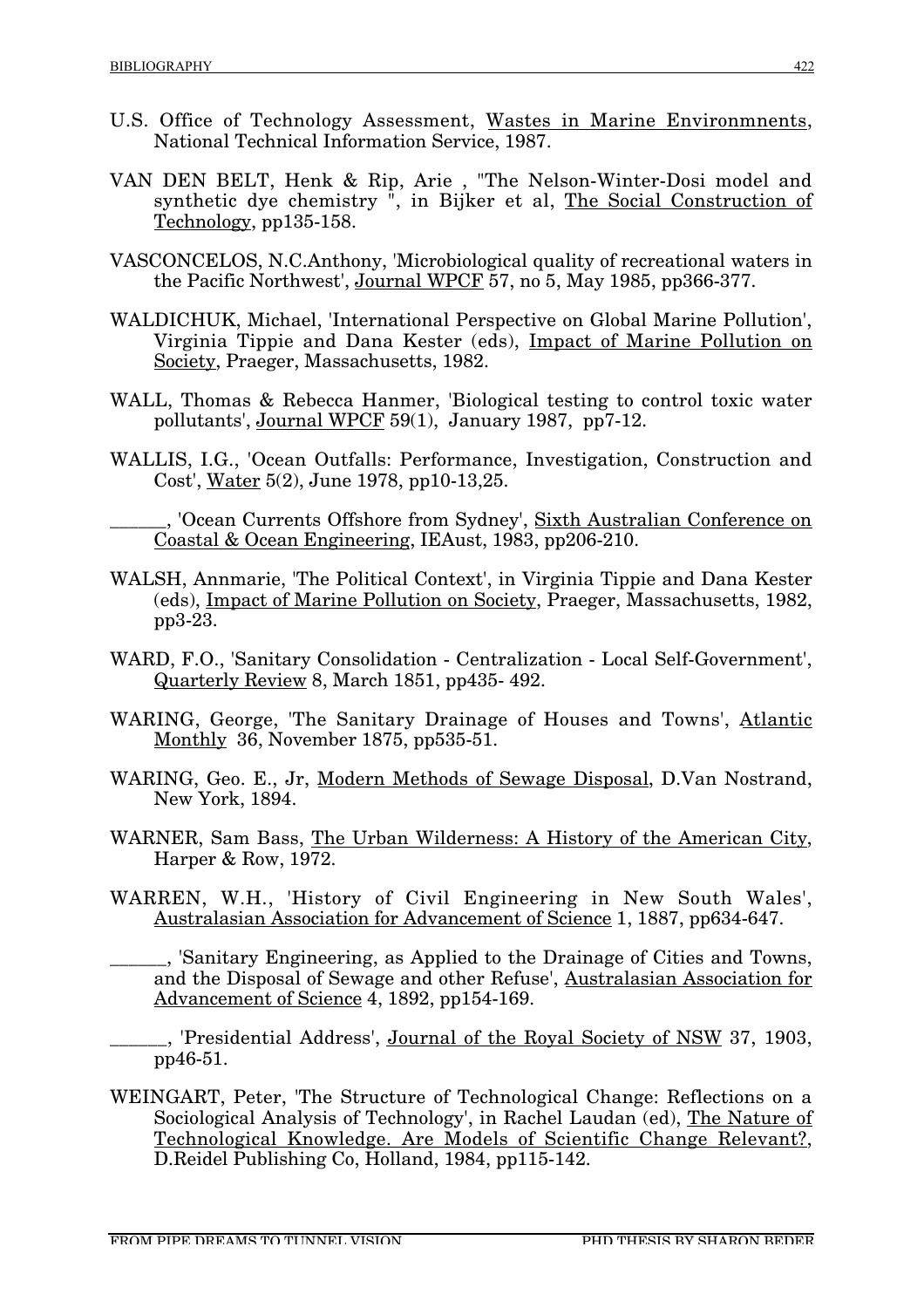U.S. Office of Technology Assessment, Wastes in Marine Environmnents, National Technical Information Service, 1987.

VAN DEN BELT, Henk & Rip, Arie , "The Nelson-Winter-Dosi model and synthetic dye chemistry ", in Bijker et al, The Social Construction of Technology, pp135-158.

VASCONCELOS, N.C.Anthony, 'Microbiological quality of recreational waters in the Pacific Northwest', Journal WPCF 57, no 5, May 1985, pp366-377.

WALDICHUK, Michael, 'International Perspective on Global Marine Pollution', Virginia Tippie and Dana Kester (eds), Impact of Marine Pollution on Society, Praeger, Massachusetts, 1982.

WALL, Thomas & Rebecca Hanmer, 'Biological testing to control toxic water pollutants', Journal WPCF 59(1), January 1987, pp7-12.

WALLIS, I.G., 'Ocean Outfalls: Performance, Investigation, Construction and Cost', Water 5(2), June 1978, pp10-13,25.

______, 'Ocean Currents Offshore from Sydney', Sixth Australian Conference on Coastal & Ocean Engineering, IEAust, 1983, pp206-210.

WALSH, Annmarie, 'The Political Context', in Virginia Tippie and Dana Kester (eds), Impact of Marine Pollution on Society, Praeger, Massachusetts, 1982, pp3-23.

WARD, F.O., 'Sanitary Consolidation - Centralization - Local Self-Government', Quarterly Review 8, March 1851, pp435- 492.

WARING, George, 'The Sanitary Drainage of Houses and Towns', Atlantic Monthly 36, November 1875, pp535-51.

WARING, Geo. E., Jr, Modern Methods of Sewage Disposal, D.Van Nostrand, New York, 1894.

WARNER, Sam Bass, The Urban Wilderness: A History of the American City, Harper & Row, 1972.

WARREN, W.H., 'History of Civil Engineering in New South Wales', Australasian Association for Advancement of Science 1, 1887, pp634-647.

______, 'Sanitary Engineering, as Applied to the Drainage of Cities and Towns, and the Disposal of Sewage and other Refuse', Australasian Association for Advancement of Science 4, 1892, pp154-169.

______, 'Presidential Address', Journal of the Royal Society of NSW 37, 1903, pp46-51.

WEINGART, Peter, 'The Structure of Technological Change: Reflections on a Sociological Analysis of Technology', in Rachel Laudan (ed), The Nature of Technological Knowledge. Are Models of Scientific Change Relevant?, D.Reidel Publishing Co, Holland, 1984, pp115-142.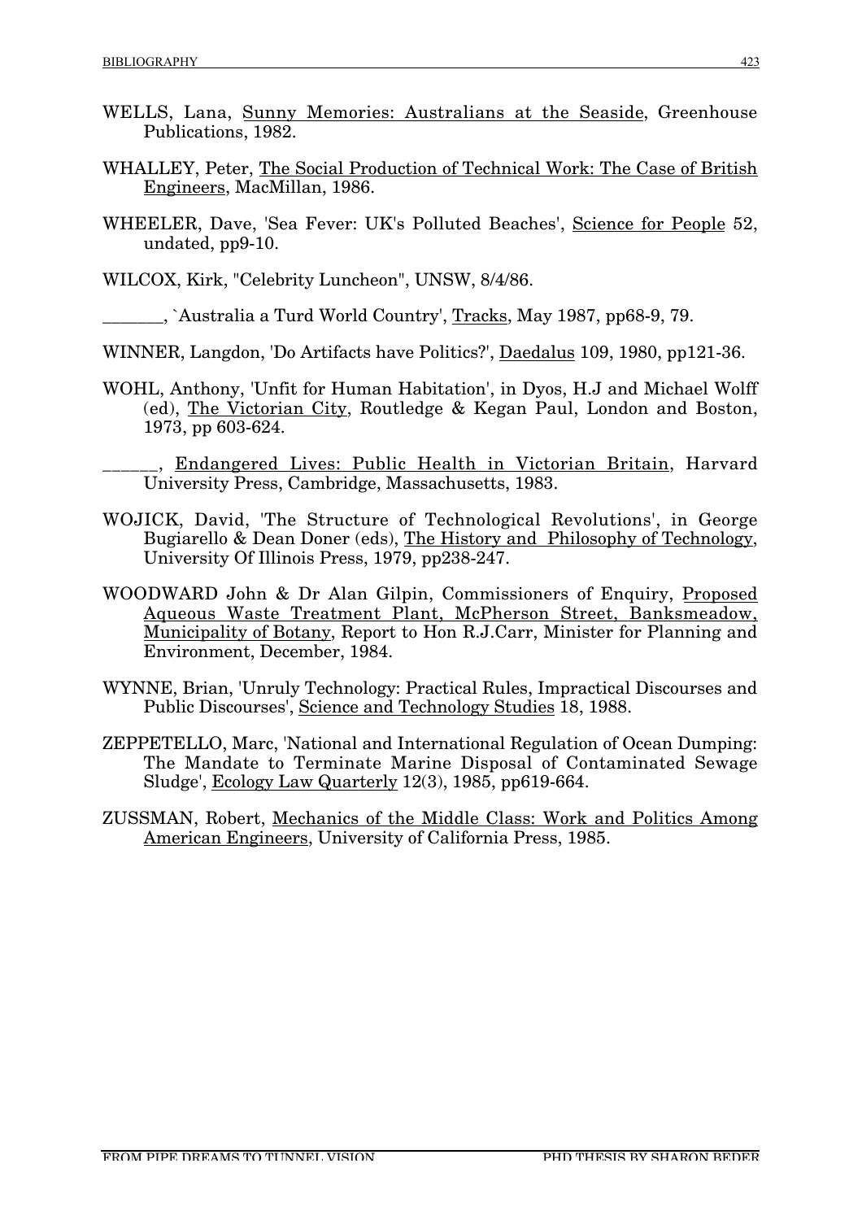WELLS, Lana, Sunny Memories: Australians at the Seaside, Greenhouse Publications, 1982.

WHALLEY, Peter, The Social Production of Technical Work: The Case of British Engineers, MacMillan, 1986.

WHEELER, Dave, 'Sea Fever: UK's Polluted Beaches', Science for People 52, undated, pp9-10.

WILCOX, Kirk, "Celebrity Luncheon", UNSW, 8/4/86.

_______, `Australia a Turd World Country', Tracks, May 1987, pp68-9, 79.

WINNER, Langdon, 'Do Artifacts have Politics?', Daedalus 109, 1980, pp121-36.

WOHL, Anthony, 'Unfit for Human Habitation', in Dyos, H.J and Michael Wolff (ed), The Victorian City, Routledge & Kegan Paul, London and Boston, 1973, pp 603-624.

______, Endangered Lives: Public Health in Victorian Britain, Harvard University Press, Cambridge, Massachusetts, 1983.

WOJICK, David, 'The Structure of Technological Revolutions', in George Bugiarello & Dean Doner (eds), The History and Philosophy of Technology, University Of Illinois Press, 1979, pp238-247.

WOODWARD John & Dr Alan Gilpin, Commissioners of Enquiry, Proposed Aqueous Waste Treatment Plant, McPherson Street, Banksmeadow, Municipality of Botany, Report to Hon R.J.Carr, Minister for Planning and Environment, December, 1984.

WYNNE, Brian, 'Unruly Technology: Practical Rules, Impractical Discourses and Public Discourses', Science and Technology Studies 18, 1988.

ZEPPETELLO, Marc, 'National and International Regulation of Ocean Dumping: The Mandate to Terminate Marine Disposal of Contaminated Sewage Sludge', Ecology Law Quarterly 12(3), 1985, pp619-664.

ZUSSMAN, Robert, Mechanics of the Middle Class: Work and Politics Among American Engineers, University of California Press, 1985.